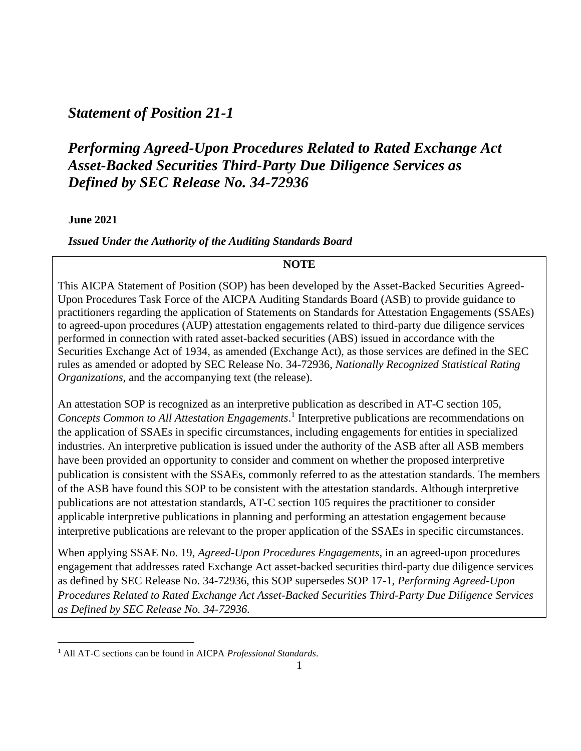# *Statement of Position 21-1*

# *Performing Agreed-Upon Procedures Related to Rated Exchange Act Asset-Backed Securities Third-Party Due Diligence Services as Defined by SEC Release No. 34-72936*

**June 2021**

***Issued Under the Authority of the Auditing Standards Board***

**NOTE**

This AICPA Statement of Position (SOP) has been developed by the Asset-Backed Securities Agreed-Upon Procedures Task Force of the AICPA Auditing Standards Board (ASB) to provide guidance to practitioners regarding the application of Statements on Standards for Attestation Engagements (SSAEs) to agreed-upon procedures (AUP) attestation engagements related to third-party due diligence services performed in connection with rated asset-backed securities (ABS) issued in accordance with the Securities Exchange Act of 1934, as amended (Exchange Act), as those services are defined in the SEC rules as amended or adopted by SEC Release No. 34-72936, *Nationally Recognized Statistical Rating Organizations*, and the accompanying text (the release).

An attestation SOP is recognized as an interpretive publication as described in AT-C section 105, *Concepts Common to All Attestation Engagements*.[1] Interpretive publications are recommendations on the application of SSAEs in specific circumstances, including engagements for entities in specialized industries. An interpretive publication is issued under the authority of the ASB after all ASB members have been provided an opportunity to consider and comment on whether the proposed interpretive publication is consistent with the SSAEs, commonly referred to as the attestation standards. The members of the ASB have found this SOP to be consistent with the attestation standards. Although interpretive publications are not attestation standards, AT-C section 105 requires the practitioner to consider applicable interpretive publications in planning and performing an attestation engagement because interpretive publications are relevant to the proper application of the SSAEs in specific circumstances.

When applying SSAE No. 19, *Agreed-Upon Procedures Engagements*, in an agreed-upon procedures engagement that addresses rated Exchange Act asset-backed securities third-party due diligence services as defined by SEC Release No. 34-72936, this SOP supersedes SOP 17-1, *Performing Agreed-Upon Procedures Related to Rated Exchange Act Asset-Backed Securities Third-Party Due Diligence Services as Defined by SEC Release No. 34-72936.*

[1] All AT-C sections can be found in AICPA *Professional Standards*.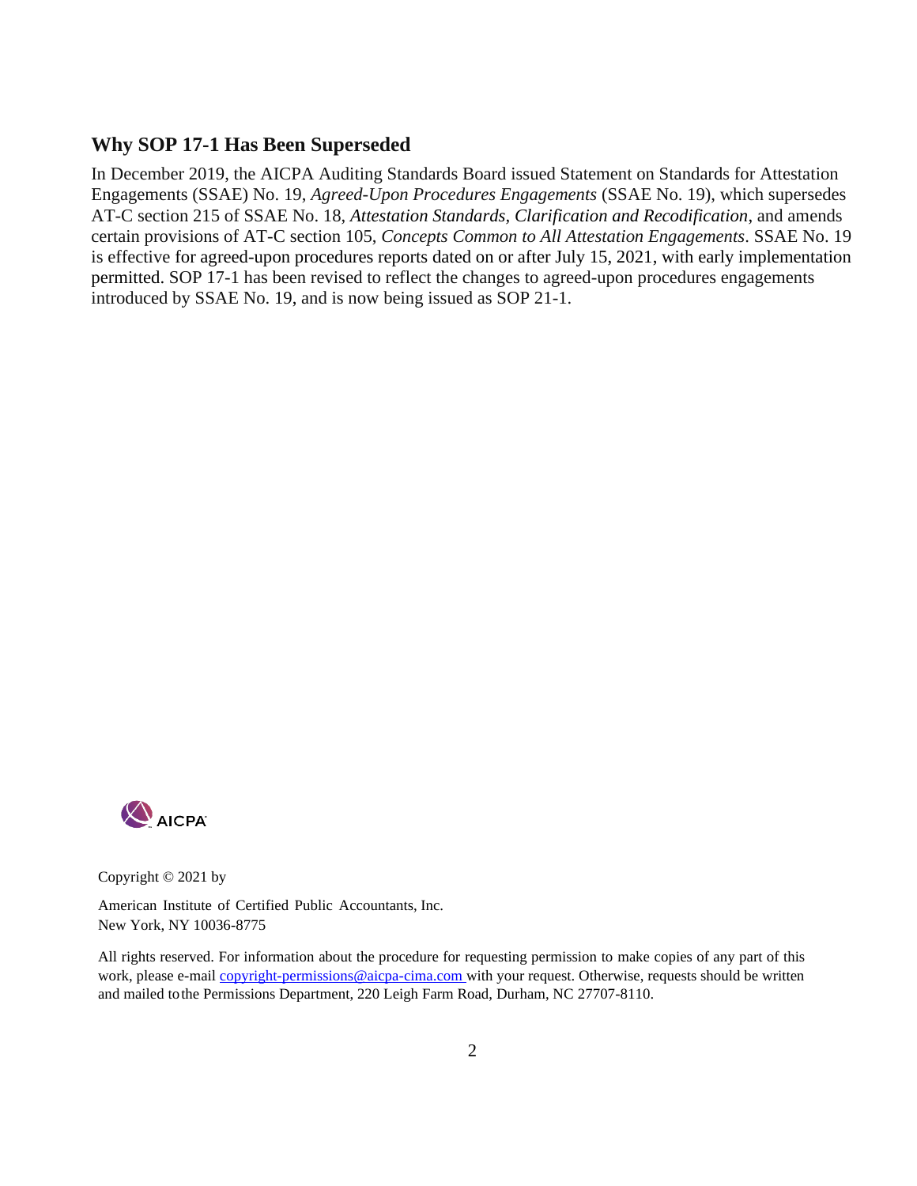## Why SOP 17-1 Has Been Superseded

In December 2019, the AICPA Auditing Standards Board issued Statement on Standards for Attestation Engagements (SSAE) No. 19, *Agreed-Upon Procedures Engagements* (SSAE No. 19), which supersedes AT-C section 215 of SSAE No. 18, *Attestation Standards, Clarification and Recodification*, and amends certain provisions of AT-C section 105, *Concepts Common to All Attestation Engagements*. SSAE No. 19 is effective for agreed-upon procedures reports dated on or after July 15, 2021, with early implementation permitted. SOP 17-1 has been revised to reflect the changes to agreed-upon procedures engagements introduced by SSAE No. 19, and is now being issued as SOP 21-1.

AICPA

Copyright © 2021 by

American Institute of Certified Public Accountants, Inc.
New York, NY 10036-8775

All rights reserved. For information about the procedure for requesting permission to make copies of any part of this work, please e-mail copyright-permissions@aicpa-cima.com with your request. Otherwise, requests should be written and mailed to the Permissions Department, 220 Leigh Farm Road, Durham, NC 27707-8110.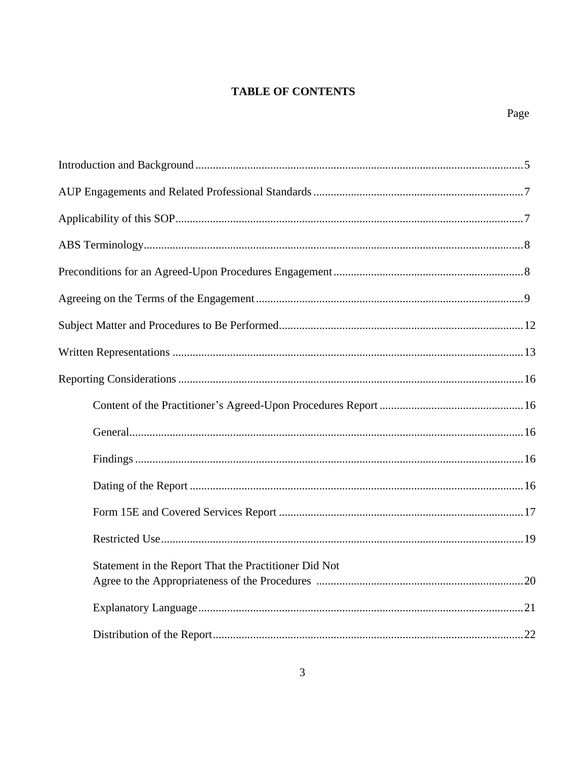# TABLE OF CONTENTS

| | Page |
|---|---|
| Introduction and Background | 5 |
| AUP Engagements and Related Professional Standards | 7 |
| Applicability of this SOP | 7 |
| ABS Terminology | 8 |
| Preconditions for an Agreed-Upon Procedures Engagement | 8 |
| Agreeing on the Terms of the Engagement | 9 |
| Subject Matter and Procedures to Be Performed | 12 |
| Written Representations | 13 |
| Reporting Considerations | 16 |
| &nbsp;&nbsp;&nbsp;&nbsp;Content of the Practitioner's Agreed-Upon Procedures Report | 16 |
| &nbsp;&nbsp;&nbsp;&nbsp;General | 16 |
| &nbsp;&nbsp;&nbsp;&nbsp;Findings | 16 |
| &nbsp;&nbsp;&nbsp;&nbsp;Dating of the Report | 16 |
| &nbsp;&nbsp;&nbsp;&nbsp;Form 15E and Covered Services Report | 17 |
| &nbsp;&nbsp;&nbsp;&nbsp;Restricted Use | 19 |
| &nbsp;&nbsp;&nbsp;&nbsp;Statement in the Report That the Practitioner Did Not Agree to the Appropriateness of the Procedures | 20 |
| &nbsp;&nbsp;&nbsp;&nbsp;Explanatory Language | 21 |
| &nbsp;&nbsp;&nbsp;&nbsp;Distribution of the Report | 22 |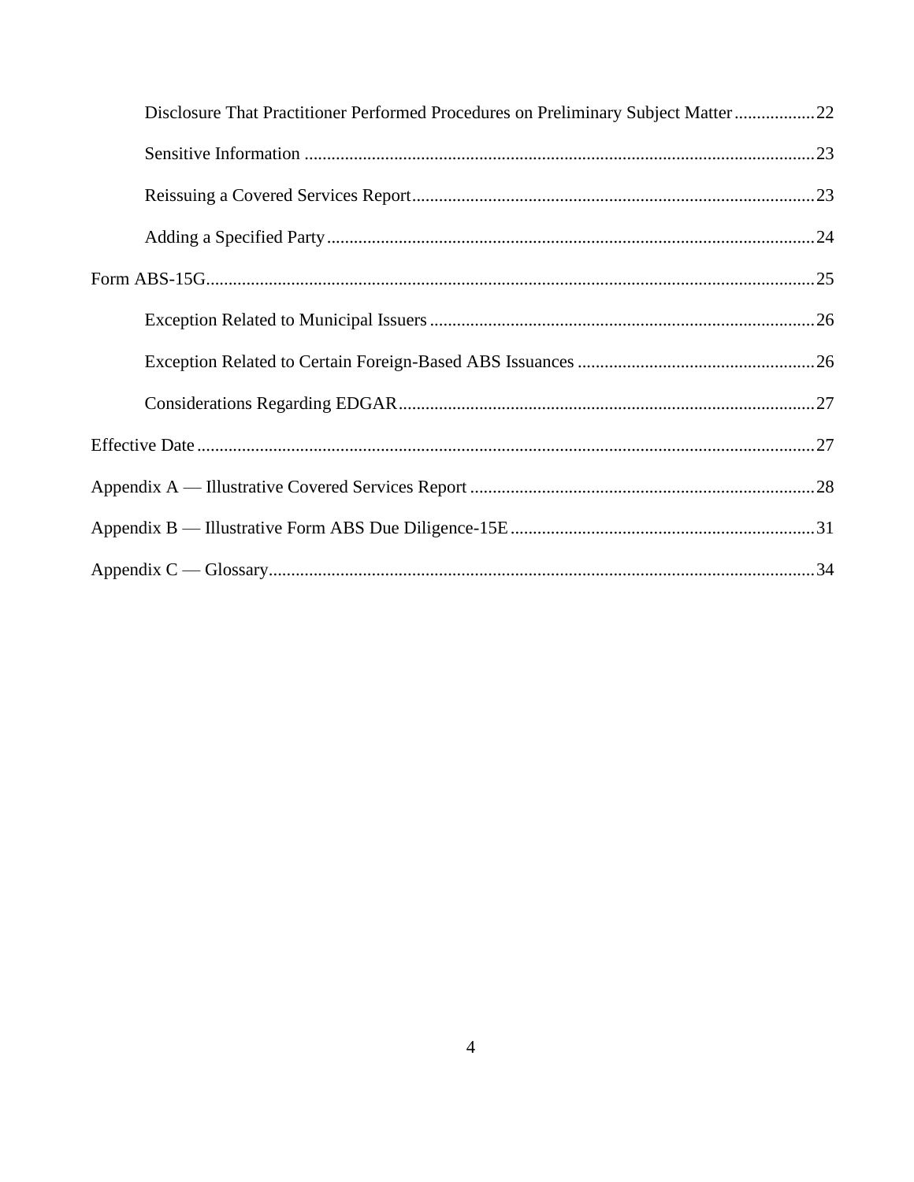- Disclosure That Practitioner Performed Procedures on Preliminary Subject Matter .................. 22
- Sensitive Information .................................................................................................. 23
- Reissuing a Covered Services Report .......................................................................... 23
- Adding a Specified Party ............................................................................................. 24

Form ABS-15G ........................................................................................................................ 25

- Exception Related to Municipal Issuers ...................................................................... 26
- Exception Related to Certain Foreign-Based ABS Issuances ..................................... 26
- Considerations Regarding EDGAR ............................................................................. 27

Effective Date .......................................................................................................................... 27

Appendix A — Illustrative Covered Services Report ............................................................. 28

Appendix B — Illustrative Form ABS Due Diligence-15E .................................................... 31

Appendix C — Glossary .......................................................................................................... 34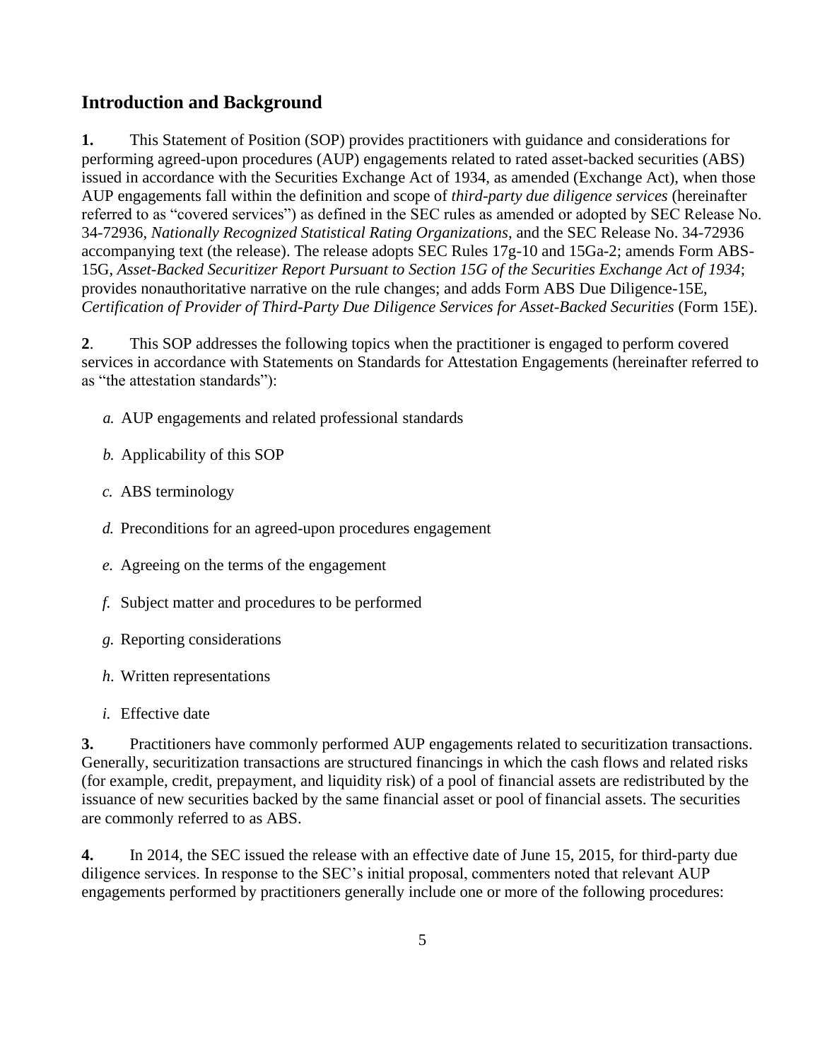## Introduction and Background

**1.** This Statement of Position (SOP) provides practitioners with guidance and considerations for performing agreed-upon procedures (AUP) engagements related to rated asset-backed securities (ABS) issued in accordance with the Securities Exchange Act of 1934, as amended (Exchange Act), when those AUP engagements fall within the definition and scope of *third-party due diligence services* (hereinafter referred to as "covered services") as defined in the SEC rules as amended or adopted by SEC Release No. 34-72936, *Nationally Recognized Statistical Rating Organizations*, and the SEC Release No. 34-72936 accompanying text (the release). The release adopts SEC Rules 17g-10 and 15Ga-2; amends Form ABS-15G, *Asset-Backed Securitizer Report Pursuant to Section 15G of the Securities Exchange Act of 1934*; provides nonauthoritative narrative on the rule changes; and adds Form ABS Due Diligence-15E, *Certification of Provider of Third-Party Due Diligence Services for Asset-Backed Securities* (Form 15E).

**2**. This SOP addresses the following topics when the practitioner is engaged to perform covered services in accordance with Statements on Standards for Attestation Engagements (hereinafter referred to as "the attestation standards"):

*a.* AUP engagements and related professional standards

*b.* Applicability of this SOP

*c.* ABS terminology

*d.* Preconditions for an agreed-upon procedures engagement

*e.* Agreeing on the terms of the engagement

*f.* Subject matter and procedures to be performed

*g.* Reporting considerations

*h*. Written representations

*i.* Effective date

**3.** Practitioners have commonly performed AUP engagements related to securitization transactions. Generally, securitization transactions are structured financings in which the cash flows and related risks (for example, credit, prepayment, and liquidity risk) of a pool of financial assets are redistributed by the issuance of new securities backed by the same financial asset or pool of financial assets. The securities are commonly referred to as ABS.

**4.** In 2014, the SEC issued the release with an effective date of June 15, 2015, for third-party due diligence services. In response to the SEC's initial proposal, commenters noted that relevant AUP engagements performed by practitioners generally include one or more of the following procedures: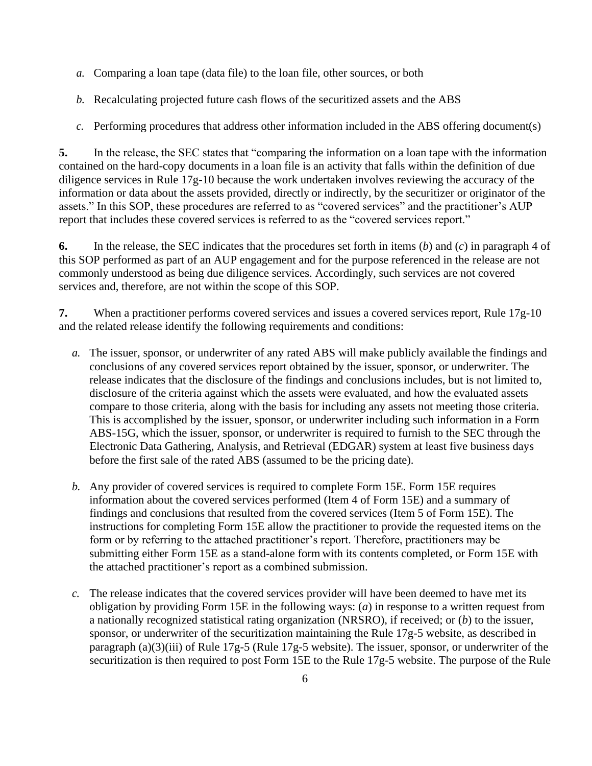*a.* Comparing a loan tape (data file) to the loan file, other sources, or both

*b.* Recalculating projected future cash flows of the securitized assets and the ABS

*c.* Performing procedures that address other information included in the ABS offering document(s)

**5.** In the release, the SEC states that "comparing the information on a loan tape with the information contained on the hard-copy documents in a loan file is an activity that falls within the definition of due diligence services in Rule 17g-10 because the work undertaken involves reviewing the accuracy of the information or data about the assets provided, directly or indirectly, by the securitizer or originator of the assets." In this SOP, these procedures are referred to as "covered services" and the practitioner's AUP report that includes these covered services is referred to as the "covered services report."

**6.** In the release, the SEC indicates that the procedures set forth in items (*b*) and (*c*) in paragraph 4 of this SOP performed as part of an AUP engagement and for the purpose referenced in the release are not commonly understood as being due diligence services. Accordingly, such services are not covered services and, therefore, are not within the scope of this SOP.

**7.** When a practitioner performs covered services and issues a covered services report, Rule 17g-10 and the related release identify the following requirements and conditions:

*a.* The issuer, sponsor, or underwriter of any rated ABS will make publicly available the findings and conclusions of any covered services report obtained by the issuer, sponsor, or underwriter. The release indicates that the disclosure of the findings and conclusions includes, but is not limited to, disclosure of the criteria against which the assets were evaluated, and how the evaluated assets compare to those criteria, along with the basis for including any assets not meeting those criteria. This is accomplished by the issuer, sponsor, or underwriter including such information in a Form ABS-15G, which the issuer, sponsor, or underwriter is required to furnish to the SEC through the Electronic Data Gathering, Analysis, and Retrieval (EDGAR) system at least five business days before the first sale of the rated ABS (assumed to be the pricing date).

*b.* Any provider of covered services is required to complete Form 15E. Form 15E requires information about the covered services performed (Item 4 of Form 15E) and a summary of findings and conclusions that resulted from the covered services (Item 5 of Form 15E). The instructions for completing Form 15E allow the practitioner to provide the requested items on the form or by referring to the attached practitioner's report. Therefore, practitioners may be submitting either Form 15E as a stand-alone form with its contents completed, or Form 15E with the attached practitioner's report as a combined submission.

*c.* The release indicates that the covered services provider will have been deemed to have met its obligation by providing Form 15E in the following ways: (*a*) in response to a written request from a nationally recognized statistical rating organization (NRSRO), if received; or (*b*) to the issuer, sponsor, or underwriter of the securitization maintaining the Rule 17g-5 website, as described in paragraph (a)(3)(iii) of Rule 17g-5 (Rule 17g-5 website). The issuer, sponsor, or underwriter of the securitization is then required to post Form 15E to the Rule 17g-5 website. The purpose of the Rule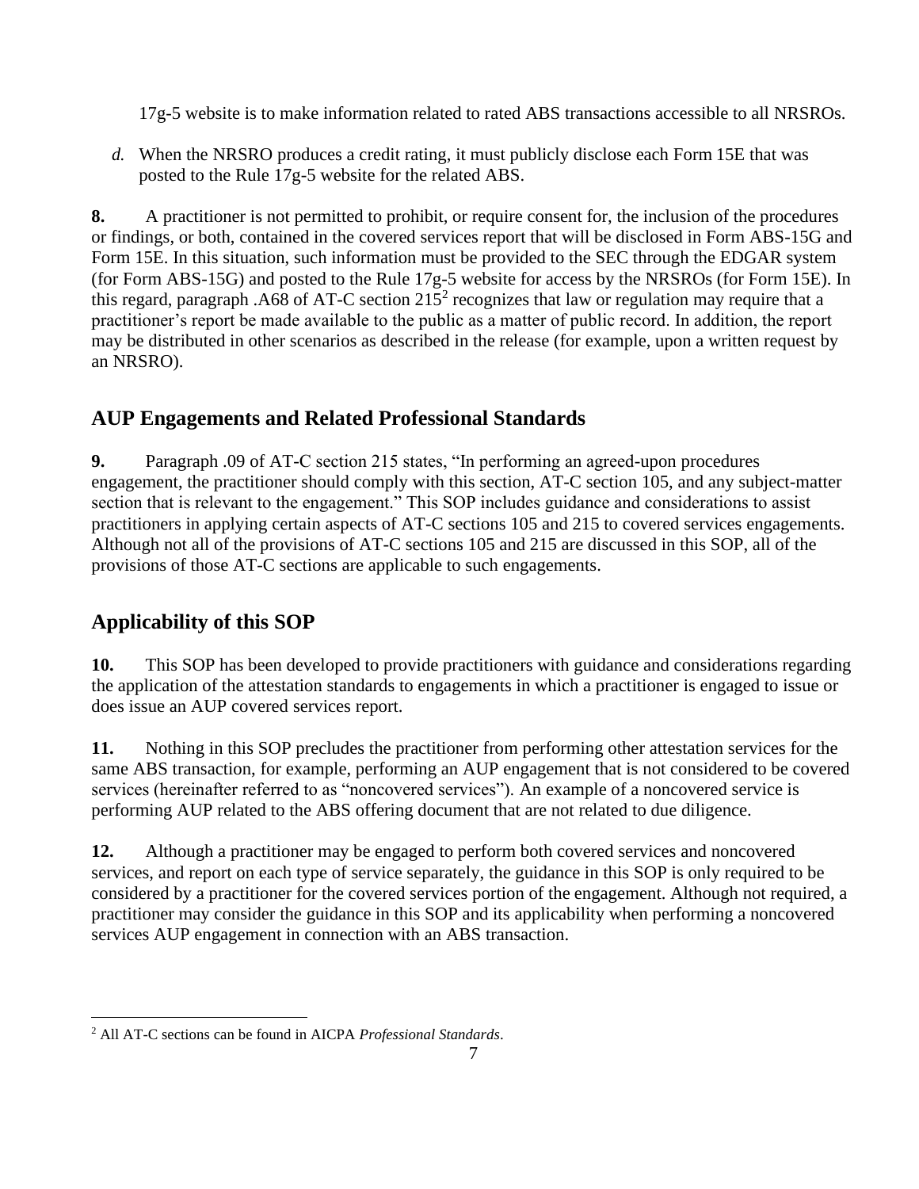17g-5 website is to make information related to rated ABS transactions accessible to all NRSROs.

*d.* When the NRSRO produces a credit rating, it must publicly disclose each Form 15E that was posted to the Rule 17g-5 website for the related ABS.

**8.** A practitioner is not permitted to prohibit, or require consent for, the inclusion of the procedures or findings, or both, contained in the covered services report that will be disclosed in Form ABS-15G and Form 15E. In this situation, such information must be provided to the SEC through the EDGAR system (for Form ABS-15G) and posted to the Rule 17g-5 website for access by the NRSROs (for Form 15E). In this regard, paragraph .A68 of AT-C section 215[2] recognizes that law or regulation may require that a practitioner's report be made available to the public as a matter of public record. In addition, the report may be distributed in other scenarios as described in the release (for example, upon a written request by an NRSRO).

## AUP Engagements and Related Professional Standards

**9.** Paragraph .09 of AT-C section 215 states, "In performing an agreed-upon procedures engagement, the practitioner should comply with this section, AT-C section 105, and any subject-matter section that is relevant to the engagement." This SOP includes guidance and considerations to assist practitioners in applying certain aspects of AT-C sections 105 and 215 to covered services engagements. Although not all of the provisions of AT-C sections 105 and 215 are discussed in this SOP, all of the provisions of those AT-C sections are applicable to such engagements.

## Applicability of this SOP

**10.** This SOP has been developed to provide practitioners with guidance and considerations regarding the application of the attestation standards to engagements in which a practitioner is engaged to issue or does issue an AUP covered services report.

**11.** Nothing in this SOP precludes the practitioner from performing other attestation services for the same ABS transaction, for example, performing an AUP engagement that is not considered to be covered services (hereinafter referred to as "noncovered services"). An example of a noncovered service is performing AUP related to the ABS offering document that are not related to due diligence.

**12.** Although a practitioner may be engaged to perform both covered services and noncovered services, and report on each type of service separately, the guidance in this SOP is only required to be considered by a practitioner for the covered services portion of the engagement. Although not required, a practitioner may consider the guidance in this SOP and its applicability when performing a noncovered services AUP engagement in connection with an ABS transaction.

---

[2] All AT-C sections can be found in AICPA *Professional Standards*.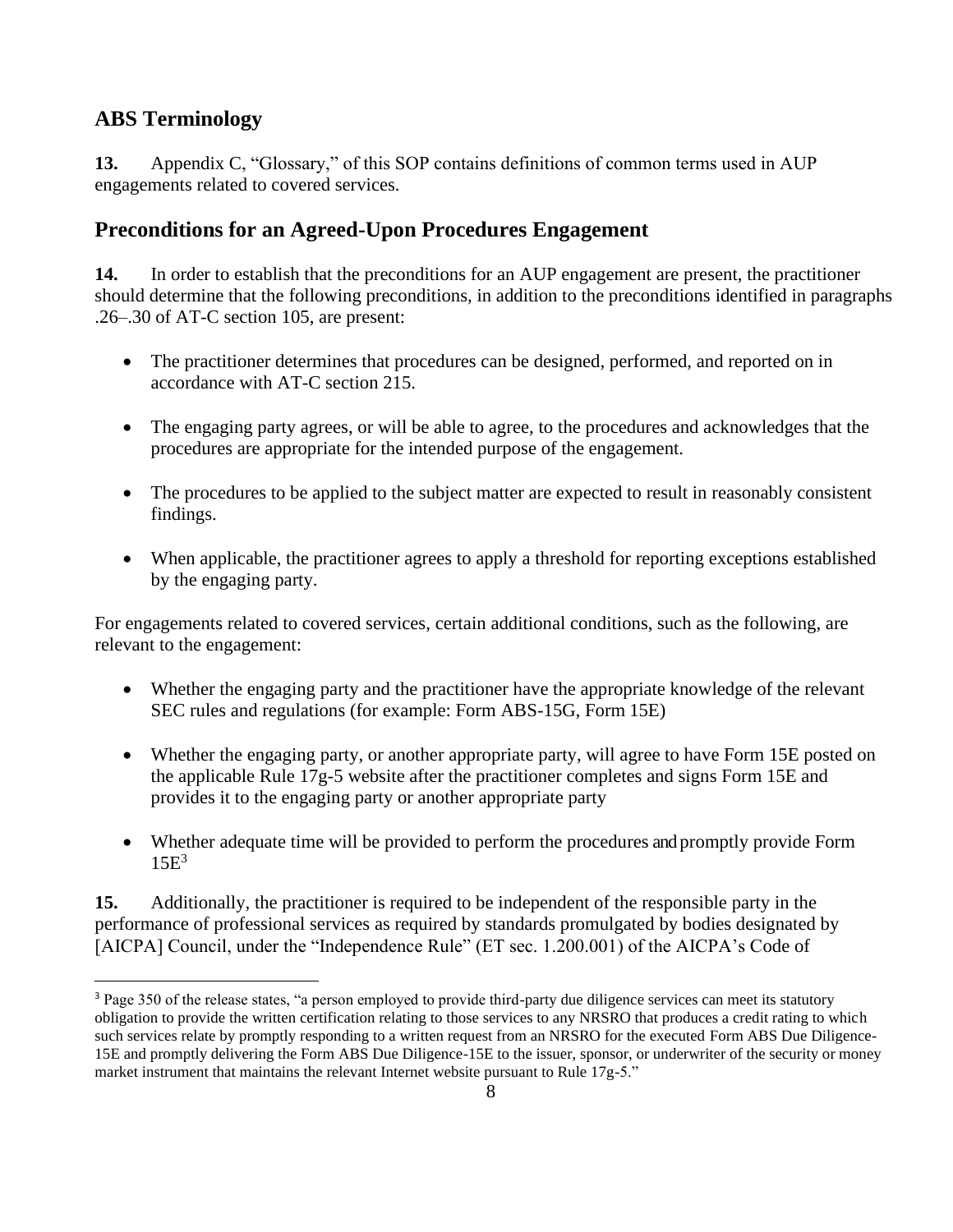## ABS Terminology

**13.** Appendix C, "Glossary," of this SOP contains definitions of common terms used in AUP engagements related to covered services.

## Preconditions for an Agreed-Upon Procedures Engagement

**14.** In order to establish that the preconditions for an AUP engagement are present, the practitioner should determine that the following preconditions, in addition to the preconditions identified in paragraphs .26–.30 of AT-C section 105, are present:

- The practitioner determines that procedures can be designed, performed, and reported on in accordance with AT-C section 215.
- The engaging party agrees, or will be able to agree, to the procedures and acknowledges that the procedures are appropriate for the intended purpose of the engagement.
- The procedures to be applied to the subject matter are expected to result in reasonably consistent findings.
- When applicable, the practitioner agrees to apply a threshold for reporting exceptions established by the engaging party.

For engagements related to covered services, certain additional conditions, such as the following, are relevant to the engagement:

- Whether the engaging party and the practitioner have the appropriate knowledge of the relevant SEC rules and regulations (for example: Form ABS-15G, Form 15E)
- Whether the engaging party, or another appropriate party, will agree to have Form 15E posted on the applicable Rule 17g-5 website after the practitioner completes and signs Form 15E and provides it to the engaging party or another appropriate party
- Whether adequate time will be provided to perform the procedures and promptly provide Form 15E[3]

**15.** Additionally, the practitioner is required to be independent of the responsible party in the performance of professional services as required by standards promulgated by bodies designated by [AICPA] Council, under the "Independence Rule" (ET sec. 1.200.001) of the AICPA's Code of

---

[3] Page 350 of the release states, "a person employed to provide third-party due diligence services can meet its statutory obligation to provide the written certification relating to those services to any NRSRO that produces a credit rating to which such services relate by promptly responding to a written request from an NRSRO for the executed Form ABS Due Diligence-15E and promptly delivering the Form ABS Due Diligence-15E to the issuer, sponsor, or underwriter of the security or money market instrument that maintains the relevant Internet website pursuant to Rule 17g-5."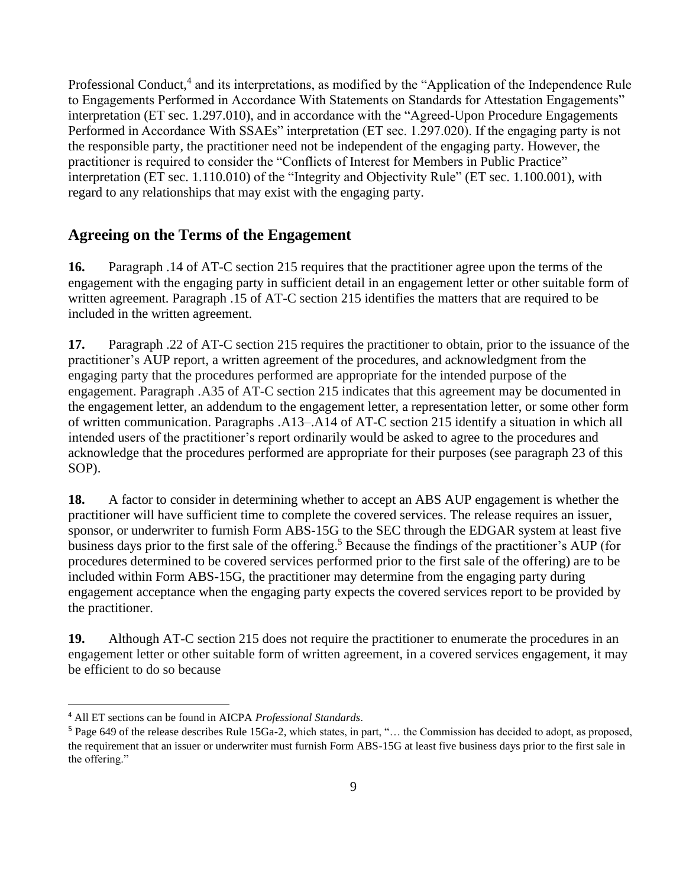Professional Conduct,[4] and its interpretations, as modified by the "Application of the Independence Rule to Engagements Performed in Accordance With Statements on Standards for Attestation Engagements" interpretation (ET sec. 1.297.010), and in accordance with the "Agreed-Upon Procedure Engagements Performed in Accordance With SSAEs" interpretation (ET sec. 1.297.020). If the engaging party is not the responsible party, the practitioner need not be independent of the engaging party. However, the practitioner is required to consider the "Conflicts of Interest for Members in Public Practice" interpretation (ET sec. 1.110.010) of the "Integrity and Objectivity Rule" (ET sec. 1.100.001), with regard to any relationships that may exist with the engaging party.

## Agreeing on the Terms of the Engagement

**16.** Paragraph .14 of AT-C section 215 requires that the practitioner agree upon the terms of the engagement with the engaging party in sufficient detail in an engagement letter or other suitable form of written agreement. Paragraph .15 of AT-C section 215 identifies the matters that are required to be included in the written agreement.

**17.** Paragraph .22 of AT-C section 215 requires the practitioner to obtain, prior to the issuance of the practitioner's AUP report, a written agreement of the procedures, and acknowledgment from the engaging party that the procedures performed are appropriate for the intended purpose of the engagement. Paragraph .A35 of AT-C section 215 indicates that this agreement may be documented in the engagement letter, an addendum to the engagement letter, a representation letter, or some other form of written communication. Paragraphs .A13–.A14 of AT-C section 215 identify a situation in which all intended users of the practitioner's report ordinarily would be asked to agree to the procedures and acknowledge that the procedures performed are appropriate for their purposes (see paragraph 23 of this SOP).

**18.** A factor to consider in determining whether to accept an ABS AUP engagement is whether the practitioner will have sufficient time to complete the covered services. The release requires an issuer, sponsor, or underwriter to furnish Form ABS-15G to the SEC through the EDGAR system at least five business days prior to the first sale of the offering.[5] Because the findings of the practitioner's AUP (for procedures determined to be covered services performed prior to the first sale of the offering) are to be included within Form ABS-15G, the practitioner may determine from the engaging party during engagement acceptance when the engaging party expects the covered services report to be provided by the practitioner.

**19.** Although AT-C section 215 does not require the practitioner to enumerate the procedures in an engagement letter or other suitable form of written agreement, in a covered services engagement, it may be efficient to do so because

---

[4] All ET sections can be found in AICPA *Professional Standards*.

[5] Page 649 of the release describes Rule 15Ga-2, which states, in part, "… the Commission has decided to adopt, as proposed, the requirement that an issuer or underwriter must furnish Form ABS-15G at least five business days prior to the first sale in the offering."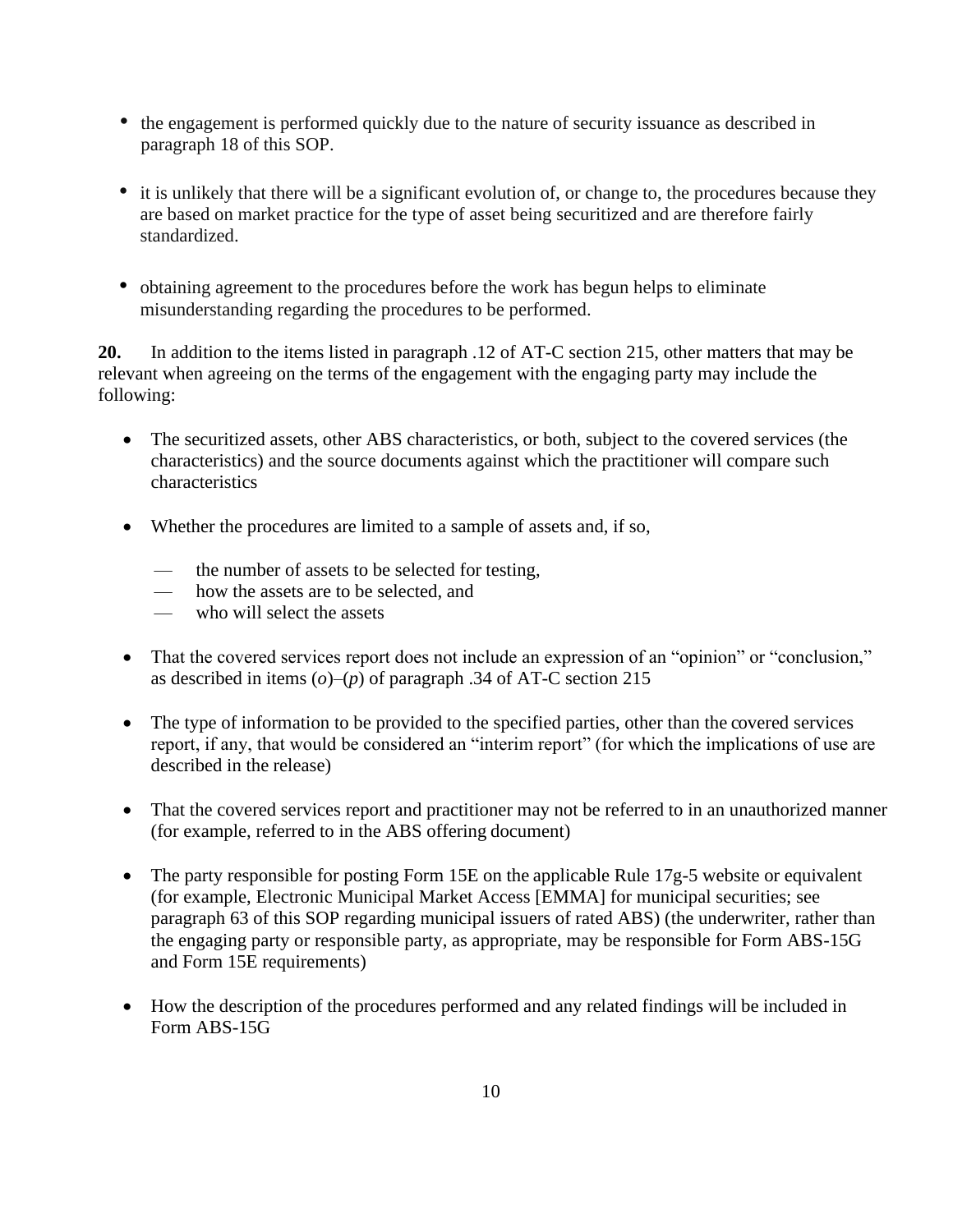- the engagement is performed quickly due to the nature of security issuance as described in paragraph 18 of this SOP.

- it is unlikely that there will be a significant evolution of, or change to, the procedures because they are based on market practice for the type of asset being securitized and are therefore fairly standardized.

- obtaining agreement to the procedures before the work has begun helps to eliminate misunderstanding regarding the procedures to be performed.

**20.** In addition to the items listed in paragraph .12 of AT-C section 215, other matters that may be relevant when agreeing on the terms of the engagement with the engaging party may include the following:

- The securitized assets, other ABS characteristics, or both, subject to the covered services (the characteristics) and the source documents against which the practitioner will compare such characteristics

- Whether the procedures are limited to a sample of assets and, if so,
  - the number of assets to be selected for testing,
  - how the assets are to be selected, and
  - who will select the assets

- That the covered services report does not include an expression of an "opinion" or "conclusion," as described in items (*o*)–(*p*) of paragraph .34 of AT-C section 215

- The type of information to be provided to the specified parties, other than the covered services report, if any, that would be considered an "interim report" (for which the implications of use are described in the release)

- That the covered services report and practitioner may not be referred to in an unauthorized manner (for example, referred to in the ABS offering document)

- The party responsible for posting Form 15E on the applicable Rule 17g-5 website or equivalent (for example, Electronic Municipal Market Access [EMMA] for municipal securities; see paragraph 63 of this SOP regarding municipal issuers of rated ABS) (the underwriter, rather than the engaging party or responsible party, as appropriate, may be responsible for Form ABS-15G and Form 15E requirements)

- How the description of the procedures performed and any related findings will be included in Form ABS-15G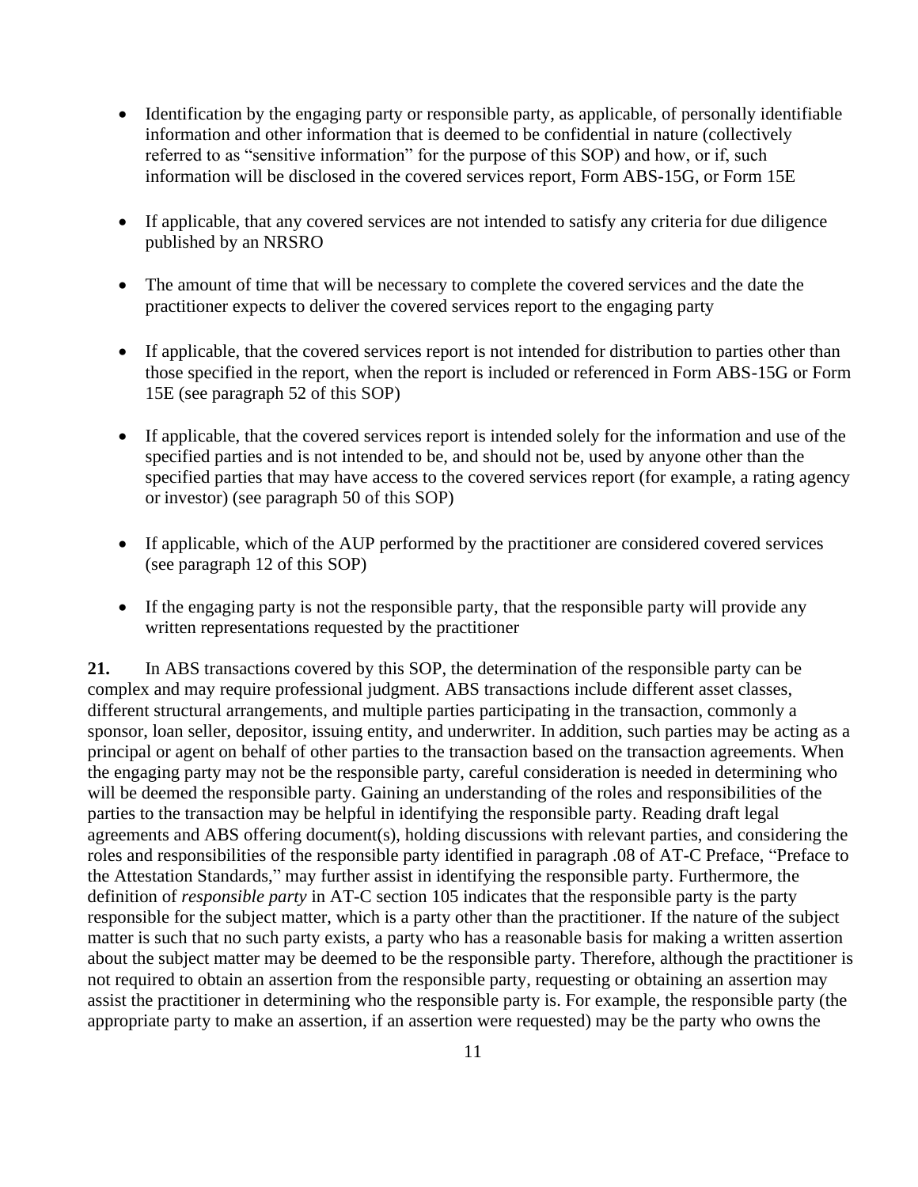- Identification by the engaging party or responsible party, as applicable, of personally identifiable information and other information that is deemed to be confidential in nature (collectively referred to as "sensitive information" for the purpose of this SOP) and how, or if, such information will be disclosed in the covered services report, Form ABS-15G, or Form 15E

- If applicable, that any covered services are not intended to satisfy any criteria for due diligence published by an NRSRO

- The amount of time that will be necessary to complete the covered services and the date the practitioner expects to deliver the covered services report to the engaging party

- If applicable, that the covered services report is not intended for distribution to parties other than those specified in the report, when the report is included or referenced in Form ABS-15G or Form 15E (see paragraph 52 of this SOP)

- If applicable, that the covered services report is intended solely for the information and use of the specified parties and is not intended to be, and should not be, used by anyone other than the specified parties that may have access to the covered services report (for example, a rating agency or investor) (see paragraph 50 of this SOP)

- If applicable, which of the AUP performed by the practitioner are considered covered services (see paragraph 12 of this SOP)

- If the engaging party is not the responsible party, that the responsible party will provide any written representations requested by the practitioner

**21.** In ABS transactions covered by this SOP, the determination of the responsible party can be complex and may require professional judgment. ABS transactions include different asset classes, different structural arrangements, and multiple parties participating in the transaction, commonly a sponsor, loan seller, depositor, issuing entity, and underwriter. In addition, such parties may be acting as a principal or agent on behalf of other parties to the transaction based on the transaction agreements. When the engaging party may not be the responsible party, careful consideration is needed in determining who will be deemed the responsible party. Gaining an understanding of the roles and responsibilities of the parties to the transaction may be helpful in identifying the responsible party. Reading draft legal agreements and ABS offering document(s), holding discussions with relevant parties, and considering the roles and responsibilities of the responsible party identified in paragraph .08 of AT-C Preface, "Preface to the Attestation Standards," may further assist in identifying the responsible party. Furthermore, the definition of *responsible party* in AT-C section 105 indicates that the responsible party is the party responsible for the subject matter, which is a party other than the practitioner. If the nature of the subject matter is such that no such party exists, a party who has a reasonable basis for making a written assertion about the subject matter may be deemed to be the responsible party. Therefore, although the practitioner is not required to obtain an assertion from the responsible party, requesting or obtaining an assertion may assist the practitioner in determining who the responsible party is. For example, the responsible party (the appropriate party to make an assertion, if an assertion were requested) may be the party who owns the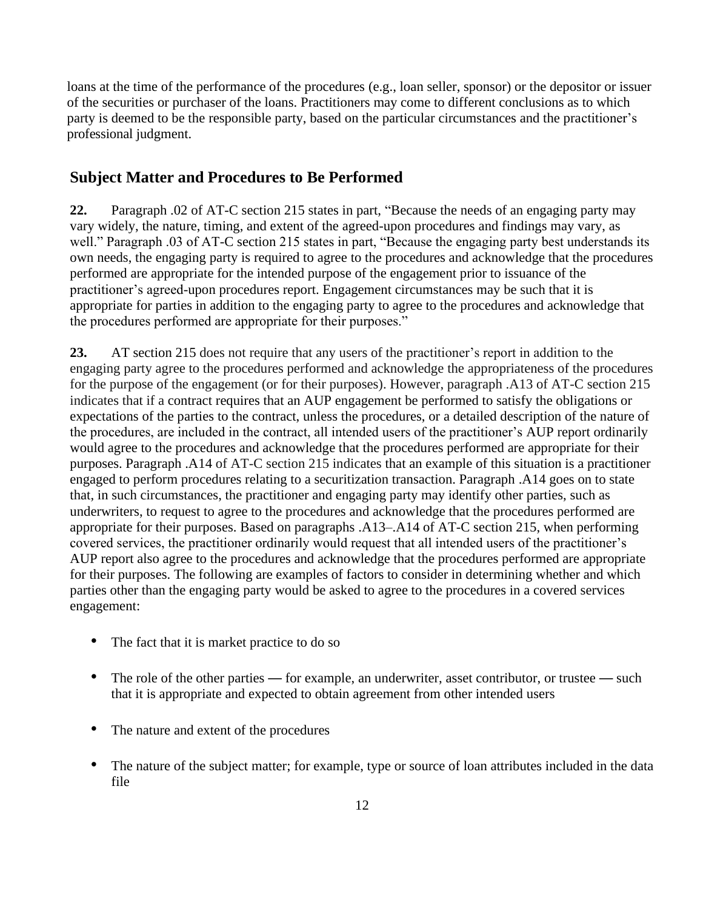loans at the time of the performance of the procedures (e.g., loan seller, sponsor) or the depositor or issuer of the securities or purchaser of the loans. Practitioners may come to different conclusions as to which party is deemed to be the responsible party, based on the particular circumstances and the practitioner's professional judgment.

## Subject Matter and Procedures to Be Performed

**22.** Paragraph .02 of AT-C section 215 states in part, "Because the needs of an engaging party may vary widely, the nature, timing, and extent of the agreed-upon procedures and findings may vary, as well." Paragraph .03 of AT-C section 215 states in part, "Because the engaging party best understands its own needs, the engaging party is required to agree to the procedures and acknowledge that the procedures performed are appropriate for the intended purpose of the engagement prior to issuance of the practitioner's agreed-upon procedures report. Engagement circumstances may be such that it is appropriate for parties in addition to the engaging party to agree to the procedures and acknowledge that the procedures performed are appropriate for their purposes."

**23.** AT section 215 does not require that any users of the practitioner's report in addition to the engaging party agree to the procedures performed and acknowledge the appropriateness of the procedures for the purpose of the engagement (or for their purposes). However, paragraph .A13 of AT-C section 215 indicates that if a contract requires that an AUP engagement be performed to satisfy the obligations or expectations of the parties to the contract, unless the procedures, or a detailed description of the nature of the procedures, are included in the contract, all intended users of the practitioner's AUP report ordinarily would agree to the procedures and acknowledge that the procedures performed are appropriate for their purposes. Paragraph .A14 of AT-C section 215 indicates that an example of this situation is a practitioner engaged to perform procedures relating to a securitization transaction. Paragraph .A14 goes on to state that, in such circumstances, the practitioner and engaging party may identify other parties, such as underwriters, to request to agree to the procedures and acknowledge that the procedures performed are appropriate for their purposes. Based on paragraphs .A13–.A14 of AT-C section 215, when performing covered services, the practitioner ordinarily would request that all intended users of the practitioner's AUP report also agree to the procedures and acknowledge that the procedures performed are appropriate for their purposes. The following are examples of factors to consider in determining whether and which parties other than the engaging party would be asked to agree to the procedures in a covered services engagement:

- The fact that it is market practice to do so
- The role of the other parties — for example, an underwriter, asset contributor, or trustee — such that it is appropriate and expected to obtain agreement from other intended users
- The nature and extent of the procedures
- The nature of the subject matter; for example, type or source of loan attributes included in the data file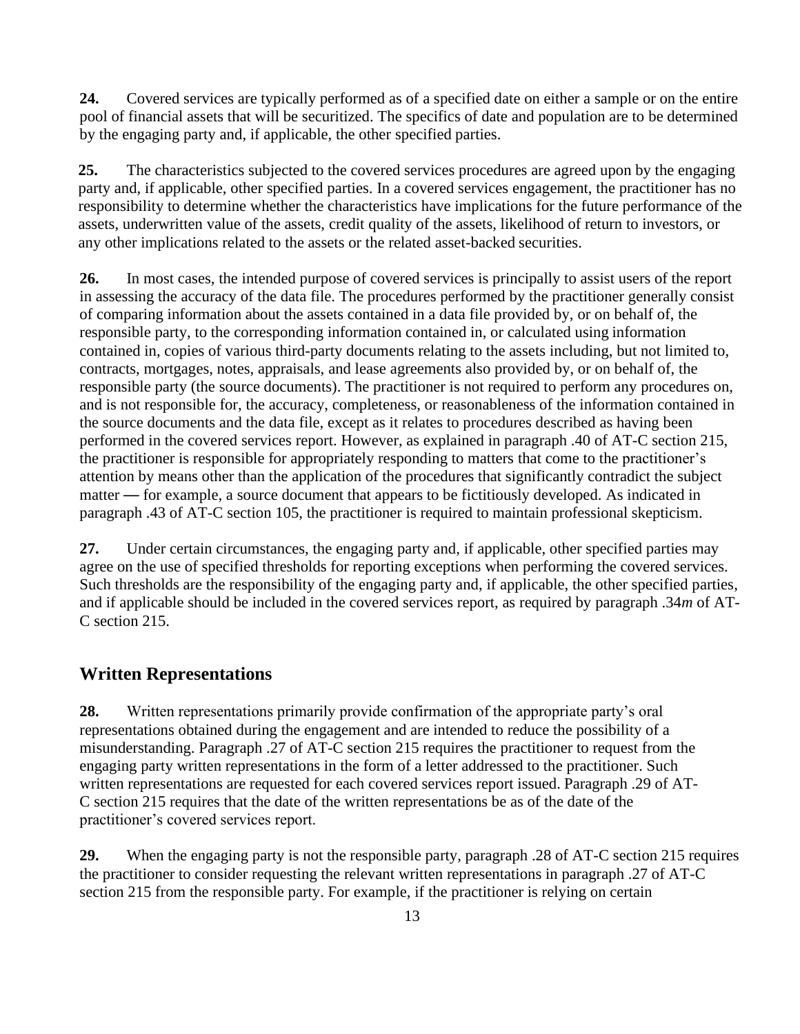**24.** Covered services are typically performed as of a specified date on either a sample or on the entire pool of financial assets that will be securitized. The specifics of date and population are to be determined by the engaging party and, if applicable, the other specified parties.

**25.** The characteristics subjected to the covered services procedures are agreed upon by the engaging party and, if applicable, other specified parties. In a covered services engagement, the practitioner has no responsibility to determine whether the characteristics have implications for the future performance of the assets, underwritten value of the assets, credit quality of the assets, likelihood of return to investors, or any other implications related to the assets or the related asset-backed securities.

**26.** In most cases, the intended purpose of covered services is principally to assist users of the report in assessing the accuracy of the data file. The procedures performed by the practitioner generally consist of comparing information about the assets contained in a data file provided by, or on behalf of, the responsible party, to the corresponding information contained in, or calculated using information contained in, copies of various third-party documents relating to the assets including, but not limited to, contracts, mortgages, notes, appraisals, and lease agreements also provided by, or on behalf of, the responsible party (the source documents). The practitioner is not required to perform any procedures on, and is not responsible for, the accuracy, completeness, or reasonableness of the information contained in the source documents and the data file, except as it relates to procedures described as having been performed in the covered services report. However, as explained in paragraph .40 of AT-C section 215, the practitioner is responsible for appropriately responding to matters that come to the practitioner's attention by means other than the application of the procedures that significantly contradict the subject matter — for example, a source document that appears to be fictitiously developed. As indicated in paragraph .43 of AT-C section 105, the practitioner is required to maintain professional skepticism.

**27.** Under certain circumstances, the engaging party and, if applicable, other specified parties may agree on the use of specified thresholds for reporting exceptions when performing the covered services. Such thresholds are the responsibility of the engaging party and, if applicable, the other specified parties, and if applicable should be included in the covered services report, as required by paragraph .34*m* of AT-C section 215.

## Written Representations

**28.** Written representations primarily provide confirmation of the appropriate party's oral representations obtained during the engagement and are intended to reduce the possibility of a misunderstanding. Paragraph .27 of AT-C section 215 requires the practitioner to request from the engaging party written representations in the form of a letter addressed to the practitioner. Such written representations are requested for each covered services report issued. Paragraph .29 of AT-C section 215 requires that the date of the written representations be as of the date of the practitioner's covered services report.

**29.** When the engaging party is not the responsible party, paragraph .28 of AT-C section 215 requires the practitioner to consider requesting the relevant written representations in paragraph .27 of AT-C section 215 from the responsible party. For example, if the practitioner is relying on certain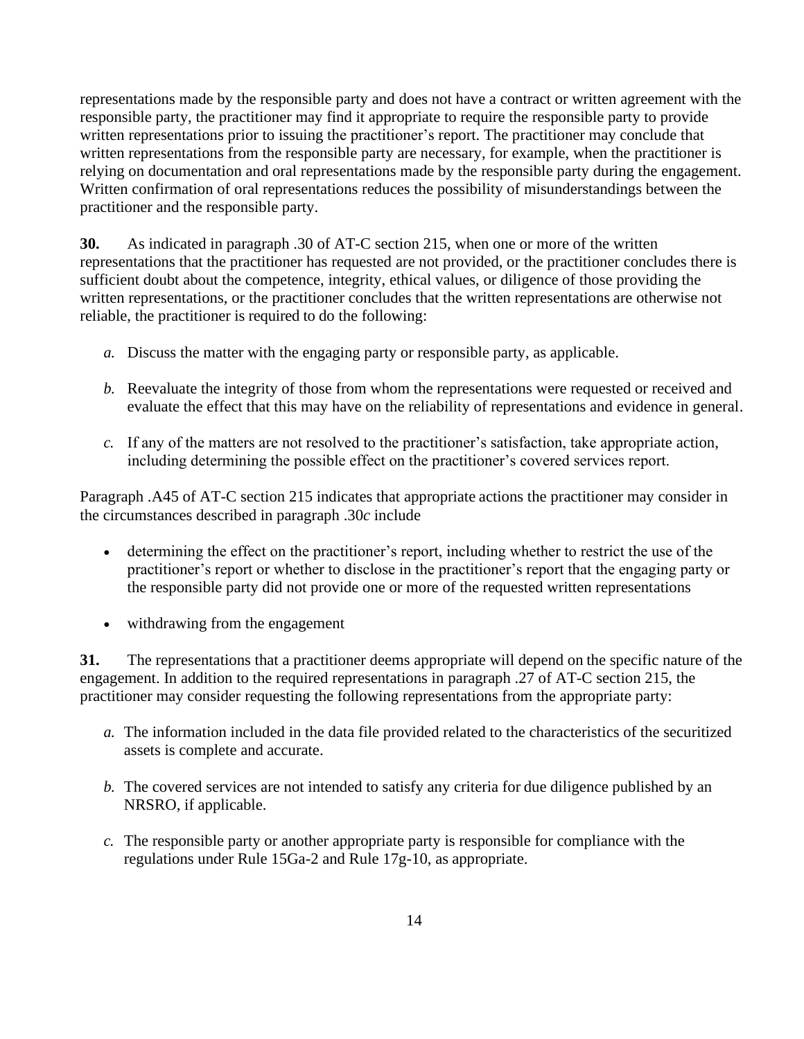representations made by the responsible party and does not have a contract or written agreement with the responsible party, the practitioner may find it appropriate to require the responsible party to provide written representations prior to issuing the practitioner's report. The practitioner may conclude that written representations from the responsible party are necessary, for example, when the practitioner is relying on documentation and oral representations made by the responsible party during the engagement. Written confirmation of oral representations reduces the possibility of misunderstandings between the practitioner and the responsible party.

**30.** As indicated in paragraph .30 of AT-C section 215, when one or more of the written representations that the practitioner has requested are not provided, or the practitioner concludes there is sufficient doubt about the competence, integrity, ethical values, or diligence of those providing the written representations, or the practitioner concludes that the written representations are otherwise not reliable, the practitioner is required to do the following:

*a.* Discuss the matter with the engaging party or responsible party, as applicable.

*b.* Reevaluate the integrity of those from whom the representations were requested or received and evaluate the effect that this may have on the reliability of representations and evidence in general.

*c.* If any of the matters are not resolved to the practitioner's satisfaction, take appropriate action, including determining the possible effect on the practitioner's covered services report.

Paragraph .A45 of AT-C section 215 indicates that appropriate actions the practitioner may consider in the circumstances described in paragraph .30*c* include

- determining the effect on the practitioner's report, including whether to restrict the use of the practitioner's report or whether to disclose in the practitioner's report that the engaging party or the responsible party did not provide one or more of the requested written representations
- withdrawing from the engagement

**31.** The representations that a practitioner deems appropriate will depend on the specific nature of the engagement. In addition to the required representations in paragraph .27 of AT-C section 215, the practitioner may consider requesting the following representations from the appropriate party:

*a.* The information included in the data file provided related to the characteristics of the securitized assets is complete and accurate.

*b.* The covered services are not intended to satisfy any criteria for due diligence published by an NRSRO, if applicable.

*c.* The responsible party or another appropriate party is responsible for compliance with the regulations under Rule 15Ga-2 and Rule 17g-10, as appropriate.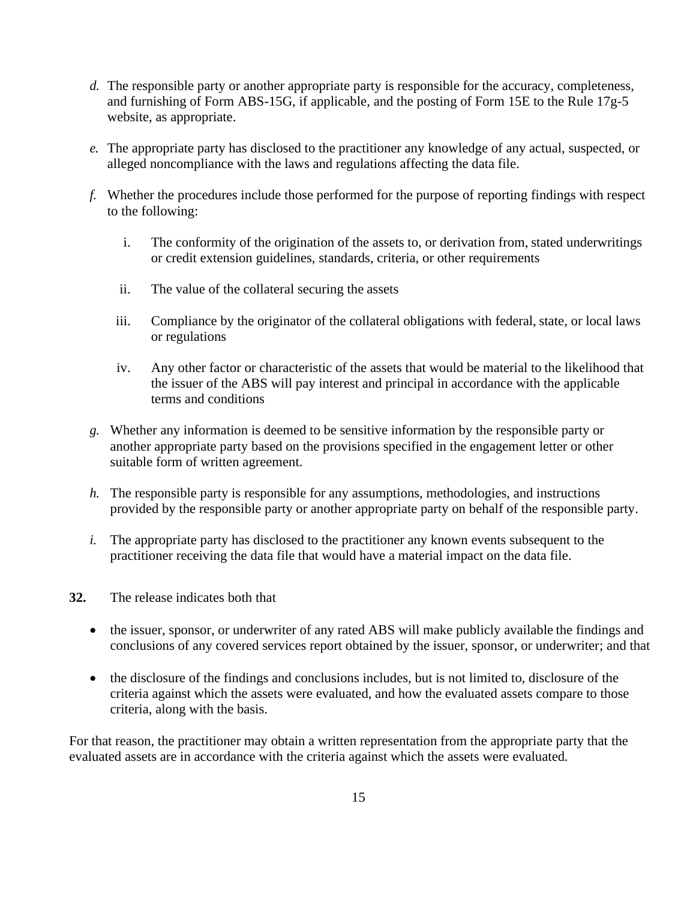*d.* The responsible party or another appropriate party is responsible for the accuracy, completeness, and furnishing of Form ABS-15G, if applicable, and the posting of Form 15E to the Rule 17g-5 website, as appropriate.

*e.* The appropriate party has disclosed to the practitioner any knowledge of any actual, suspected, or alleged noncompliance with the laws and regulations affecting the data file.

*f.* Whether the procedures include those performed for the purpose of reporting findings with respect to the following:

   i. The conformity of the origination of the assets to, or derivation from, stated underwritings or credit extension guidelines, standards, criteria, or other requirements

   ii. The value of the collateral securing the assets

   iii. Compliance by the originator of the collateral obligations with federal, state, or local laws or regulations

   iv. Any other factor or characteristic of the assets that would be material to the likelihood that the issuer of the ABS will pay interest and principal in accordance with the applicable terms and conditions

*g.* Whether any information is deemed to be sensitive information by the responsible party or another appropriate party based on the provisions specified in the engagement letter or other suitable form of written agreement.

*h.* The responsible party is responsible for any assumptions, methodologies, and instructions provided by the responsible party or another appropriate party on behalf of the responsible party.

*i.* The appropriate party has disclosed to the practitioner any known events subsequent to the practitioner receiving the data file that would have a material impact on the data file.

**32.** The release indicates both that

- the issuer, sponsor, or underwriter of any rated ABS will make publicly available the findings and conclusions of any covered services report obtained by the issuer, sponsor, or underwriter; and that
- the disclosure of the findings and conclusions includes, but is not limited to, disclosure of the criteria against which the assets were evaluated, and how the evaluated assets compare to those criteria, along with the basis.

For that reason, the practitioner may obtain a written representation from the appropriate party that the evaluated assets are in accordance with the criteria against which the assets were evaluated.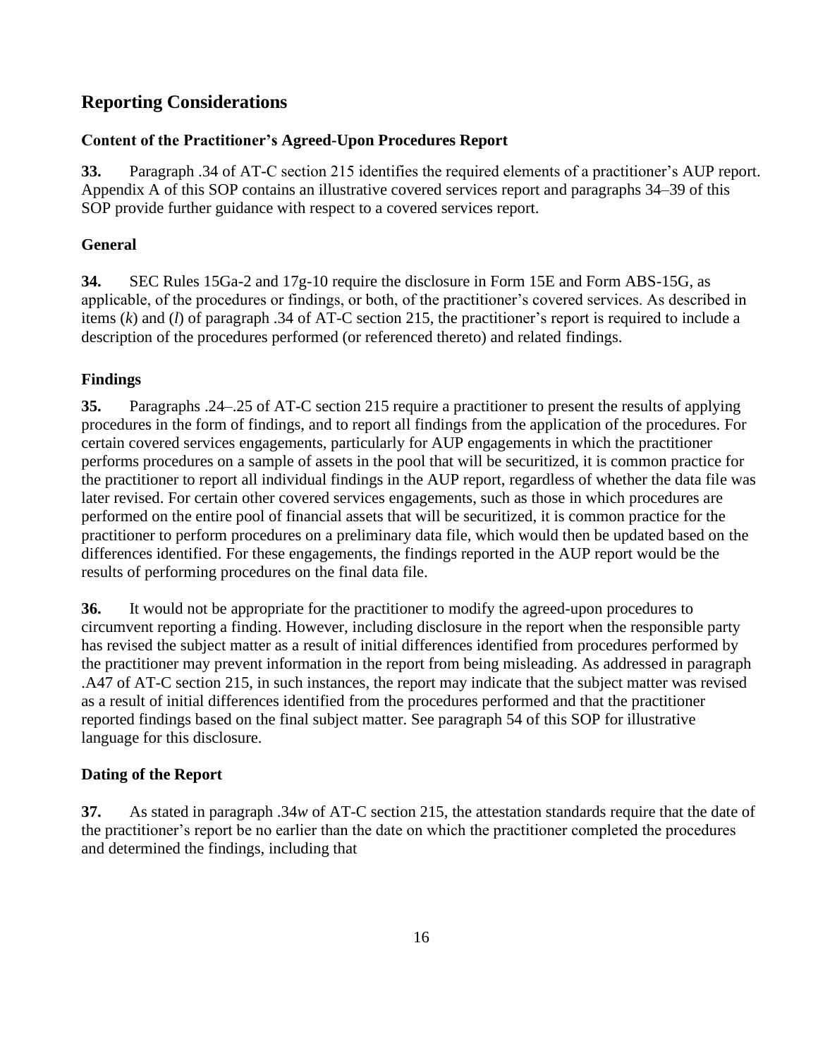## Reporting Considerations

### Content of the Practitioner's Agreed-Upon Procedures Report

**33.** Paragraph .34 of AT-C section 215 identifies the required elements of a practitioner's AUP report. Appendix A of this SOP contains an illustrative covered services report and paragraphs 34–39 of this SOP provide further guidance with respect to a covered services report.

### General

**34.** SEC Rules 15Ga-2 and 17g-10 require the disclosure in Form 15E and Form ABS-15G, as applicable, of the procedures or findings, or both, of the practitioner's covered services. As described in items (*k*) and (*l*) of paragraph .34 of AT-C section 215, the practitioner's report is required to include a description of the procedures performed (or referenced thereto) and related findings.

### Findings

**35.** Paragraphs .24–.25 of AT-C section 215 require a practitioner to present the results of applying procedures in the form of findings, and to report all findings from the application of the procedures. For certain covered services engagements, particularly for AUP engagements in which the practitioner performs procedures on a sample of assets in the pool that will be securitized, it is common practice for the practitioner to report all individual findings in the AUP report, regardless of whether the data file was later revised. For certain other covered services engagements, such as those in which procedures are performed on the entire pool of financial assets that will be securitized, it is common practice for the practitioner to perform procedures on a preliminary data file, which would then be updated based on the differences identified. For these engagements, the findings reported in the AUP report would be the results of performing procedures on the final data file.

**36.** It would not be appropriate for the practitioner to modify the agreed-upon procedures to circumvent reporting a finding. However, including disclosure in the report when the responsible party has revised the subject matter as a result of initial differences identified from procedures performed by the practitioner may prevent information in the report from being misleading. As addressed in paragraph .A47 of AT-C section 215, in such instances, the report may indicate that the subject matter was revised as a result of initial differences identified from the procedures performed and that the practitioner reported findings based on the final subject matter. See paragraph 54 of this SOP for illustrative language for this disclosure.

### Dating of the Report

**37.** As stated in paragraph .34*w* of AT-C section 215, the attestation standards require that the date of the practitioner's report be no earlier than the date on which the practitioner completed the procedures and determined the findings, including that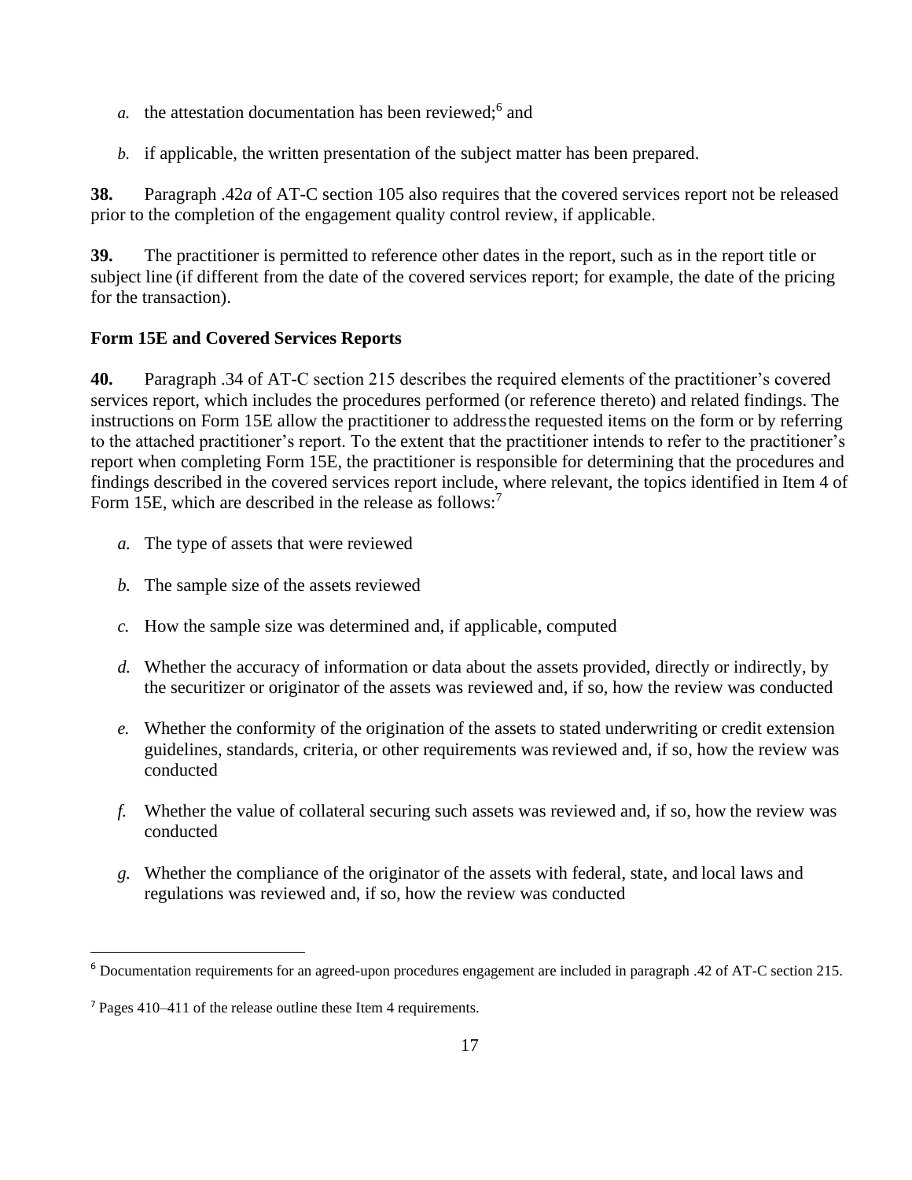*a.* the attestation documentation has been reviewed;[6] and

*b.* if applicable, the written presentation of the subject matter has been prepared.

**38.** Paragraph .42*a* of AT-C section 105 also requires that the covered services report not be released prior to the completion of the engagement quality control review, if applicable.

**39.** The practitioner is permitted to reference other dates in the report, such as in the report title or subject line (if different from the date of the covered services report; for example, the date of the pricing for the transaction).

**Form 15E and Covered Services Reports**

**40.** Paragraph .34 of AT-C section 215 describes the required elements of the practitioner's covered services report, which includes the procedures performed (or reference thereto) and related findings. The instructions on Form 15E allow the practitioner to address the requested items on the form or by referring to the attached practitioner's report. To the extent that the practitioner intends to refer to the practitioner's report when completing Form 15E, the practitioner is responsible for determining that the procedures and findings described in the covered services report include, where relevant, the topics identified in Item 4 of Form 15E, which are described in the release as follows:[7]

*a.* The type of assets that were reviewed

*b.* The sample size of the assets reviewed

*c.* How the sample size was determined and, if applicable, computed

*d.* Whether the accuracy of information or data about the assets provided, directly or indirectly, by the securitizer or originator of the assets was reviewed and, if so, how the review was conducted

*e.* Whether the conformity of the origination of the assets to stated underwriting or credit extension guidelines, standards, criteria, or other requirements was reviewed and, if so, how the review was conducted

*f.* Whether the value of collateral securing such assets was reviewed and, if so, how the review was conducted

*g.* Whether the compliance of the originator of the assets with federal, state, and local laws and regulations was reviewed and, if so, how the review was conducted

---

[6] Documentation requirements for an agreed-upon procedures engagement are included in paragraph .42 of AT-C section 215.

[7] Pages 410–411 of the release outline these Item 4 requirements.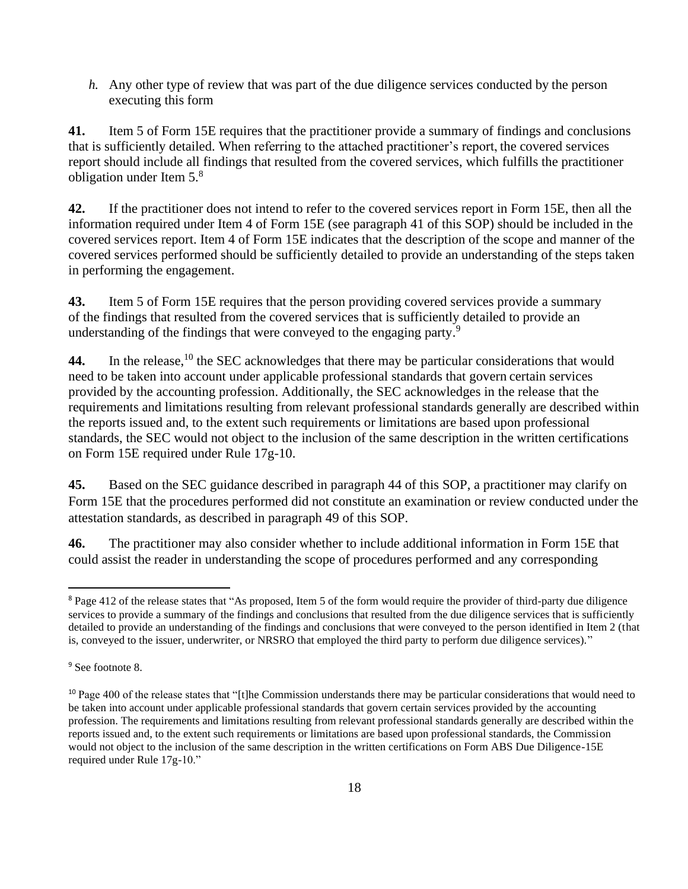*h.* Any other type of review that was part of the due diligence services conducted by the person executing this form

**41.** Item 5 of Form 15E requires that the practitioner provide a summary of findings and conclusions that is sufficiently detailed. When referring to the attached practitioner's report, the covered services report should include all findings that resulted from the covered services, which fulfills the practitioner obligation under Item 5.[8]

**42.** If the practitioner does not intend to refer to the covered services report in Form 15E, then all the information required under Item 4 of Form 15E (see paragraph 41 of this SOP) should be included in the covered services report. Item 4 of Form 15E indicates that the description of the scope and manner of the covered services performed should be sufficiently detailed to provide an understanding of the steps taken in performing the engagement.

**43.** Item 5 of Form 15E requires that the person providing covered services provide a summary of the findings that resulted from the covered services that is sufficiently detailed to provide an understanding of the findings that were conveyed to the engaging party.[9]

**44.** In the release,[10] the SEC acknowledges that there may be particular considerations that would need to be taken into account under applicable professional standards that govern certain services provided by the accounting profession. Additionally, the SEC acknowledges in the release that the requirements and limitations resulting from relevant professional standards generally are described within the reports issued and, to the extent such requirements or limitations are based upon professional standards, the SEC would not object to the inclusion of the same description in the written certifications on Form 15E required under Rule 17g-10.

**45.** Based on the SEC guidance described in paragraph 44 of this SOP, a practitioner may clarify on Form 15E that the procedures performed did not constitute an examination or review conducted under the attestation standards, as described in paragraph 49 of this SOP.

**46.** The practitioner may also consider whether to include additional information in Form 15E that could assist the reader in understanding the scope of procedures performed and any corresponding

---

[8] Page 412 of the release states that "As proposed, Item 5 of the form would require the provider of third-party due diligence services to provide a summary of the findings and conclusions that resulted from the due diligence services that is sufficiently detailed to provide an understanding of the findings and conclusions that were conveyed to the person identified in Item 2 (that is, conveyed to the issuer, underwriter, or NRSRO that employed the third party to perform due diligence services)."

[9] See footnote 8.

[10] Page 400 of the release states that "[t]he Commission understands there may be particular considerations that would need to be taken into account under applicable professional standards that govern certain services provided by the accounting profession. The requirements and limitations resulting from relevant professional standards generally are described within the reports issued and, to the extent such requirements or limitations are based upon professional standards, the Commission would not object to the inclusion of the same description in the written certifications on Form ABS Due Diligence-15E required under Rule 17g-10."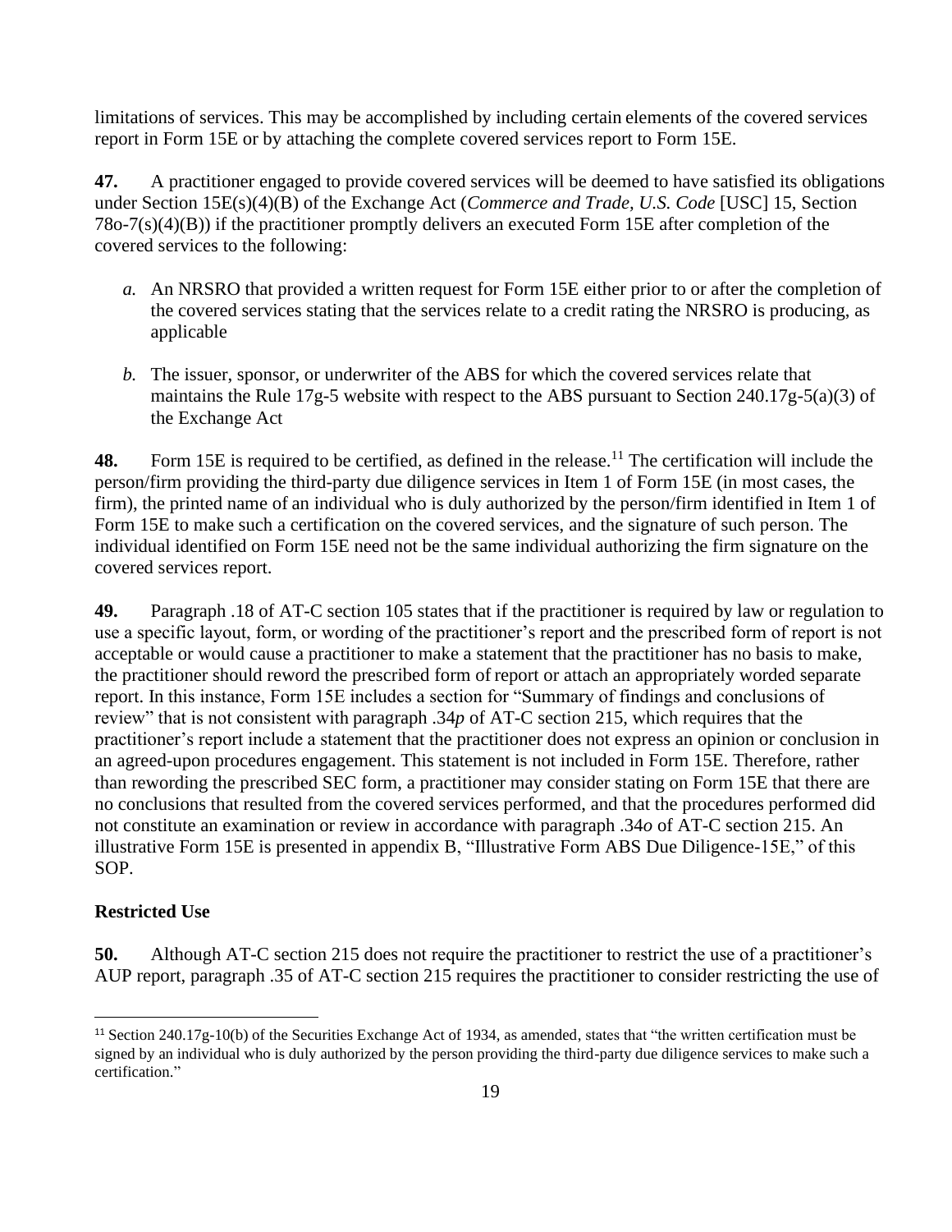limitations of services. This may be accomplished by including certain elements of the covered services report in Form 15E or by attaching the complete covered services report to Form 15E.

**47.** A practitioner engaged to provide covered services will be deemed to have satisfied its obligations under Section 15E(s)(4)(B) of the Exchange Act (*Commerce and Trade, U.S. Code* [USC] 15, Section 78o-7(s)(4)(B)) if the practitioner promptly delivers an executed Form 15E after completion of the covered services to the following:

*a.* An NRSRO that provided a written request for Form 15E either prior to or after the completion of the covered services stating that the services relate to a credit rating the NRSRO is producing, as applicable

*b.* The issuer, sponsor, or underwriter of the ABS for which the covered services relate that maintains the Rule 17g-5 website with respect to the ABS pursuant to Section 240.17g-5(a)(3) of the Exchange Act

**48.** Form 15E is required to be certified, as defined in the release.[11] The certification will include the person/firm providing the third-party due diligence services in Item 1 of Form 15E (in most cases, the firm), the printed name of an individual who is duly authorized by the person/firm identified in Item 1 of Form 15E to make such a certification on the covered services, and the signature of such person. The individual identified on Form 15E need not be the same individual authorizing the firm signature on the covered services report.

**49.** Paragraph .18 of AT-C section 105 states that if the practitioner is required by law or regulation to use a specific layout, form, or wording of the practitioner's report and the prescribed form of report is not acceptable or would cause a practitioner to make a statement that the practitioner has no basis to make, the practitioner should reword the prescribed form of report or attach an appropriately worded separate report. In this instance, Form 15E includes a section for "Summary of findings and conclusions of review" that is not consistent with paragraph .34*p* of AT-C section 215, which requires that the practitioner's report include a statement that the practitioner does not express an opinion or conclusion in an agreed-upon procedures engagement. This statement is not included in Form 15E. Therefore, rather than rewording the prescribed SEC form, a practitioner may consider stating on Form 15E that there are no conclusions that resulted from the covered services performed, and that the procedures performed did not constitute an examination or review in accordance with paragraph .34*o* of AT-C section 215. An illustrative Form 15E is presented in appendix B, "Illustrative Form ABS Due Diligence-15E," of this SOP.

## Restricted Use

**50.** Although AT-C section 215 does not require the practitioner to restrict the use of a practitioner's AUP report, paragraph .35 of AT-C section 215 requires the practitioner to consider restricting the use of

---

[11] Section 240.17g-10(b) of the Securities Exchange Act of 1934, as amended, states that "the written certification must be signed by an individual who is duly authorized by the person providing the third-party due diligence services to make such a certification."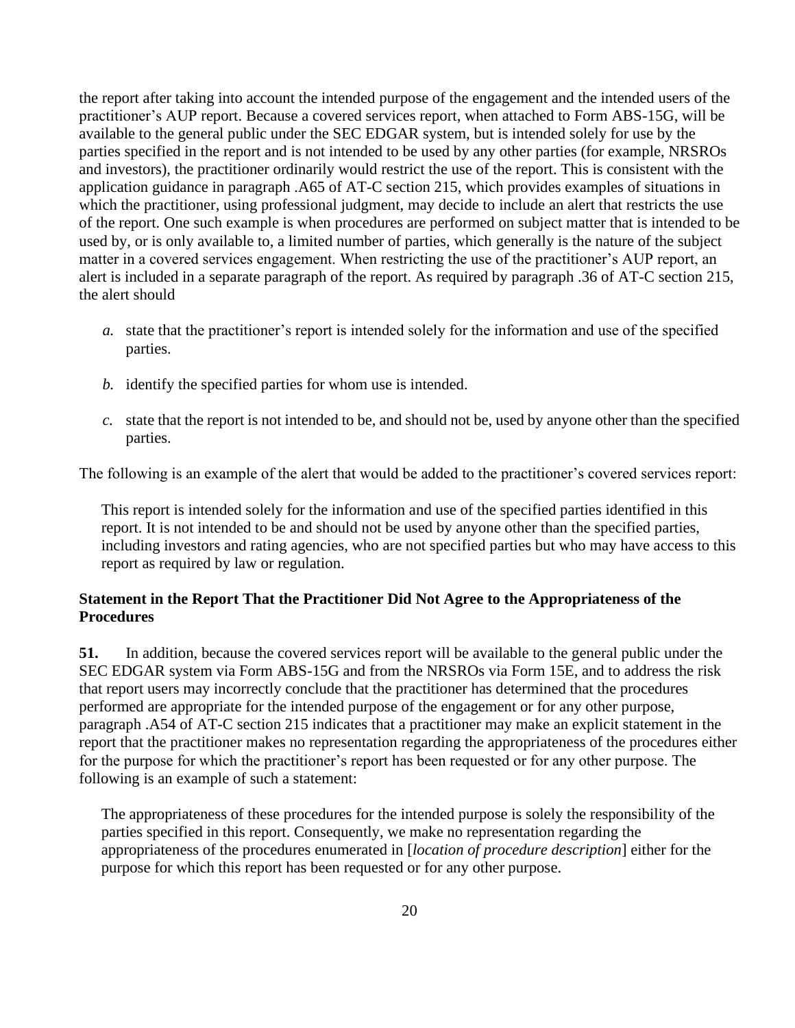the report after taking into account the intended purpose of the engagement and the intended users of the practitioner's AUP report. Because a covered services report, when attached to Form ABS-15G, will be available to the general public under the SEC EDGAR system, but is intended solely for use by the parties specified in the report and is not intended to be used by any other parties (for example, NRSROs and investors), the practitioner ordinarily would restrict the use of the report. This is consistent with the application guidance in paragraph .A65 of AT-C section 215, which provides examples of situations in which the practitioner, using professional judgment, may decide to include an alert that restricts the use of the report. One such example is when procedures are performed on subject matter that is intended to be used by, or is only available to, a limited number of parties, which generally is the nature of the subject matter in a covered services engagement. When restricting the use of the practitioner's AUP report, an alert is included in a separate paragraph of the report. As required by paragraph .36 of AT-C section 215, the alert should

*a.* state that the practitioner's report is intended solely for the information and use of the specified parties.

*b.* identify the specified parties for whom use is intended.

*c.* state that the report is not intended to be, and should not be, used by anyone other than the specified parties.

The following is an example of the alert that would be added to the practitioner's covered services report:

> This report is intended solely for the information and use of the specified parties identified in this report. It is not intended to be and should not be used by anyone other than the specified parties, including investors and rating agencies, who are not specified parties but who may have access to this report as required by law or regulation.

### Statement in the Report That the Practitioner Did Not Agree to the Appropriateness of the Procedures

**51.** In addition, because the covered services report will be available to the general public under the SEC EDGAR system via Form ABS-15G and from the NRSROs via Form 15E, and to address the risk that report users may incorrectly conclude that the practitioner has determined that the procedures performed are appropriate for the intended purpose of the engagement or for any other purpose, paragraph .A54 of AT-C section 215 indicates that a practitioner may make an explicit statement in the report that the practitioner makes no representation regarding the appropriateness of the procedures either for the purpose for which the practitioner's report has been requested or for any other purpose. The following is an example of such a statement:

> The appropriateness of these procedures for the intended purpose is solely the responsibility of the parties specified in this report. Consequently, we make no representation regarding the appropriateness of the procedures enumerated in [*location of procedure description*] either for the purpose for which this report has been requested or for any other purpose.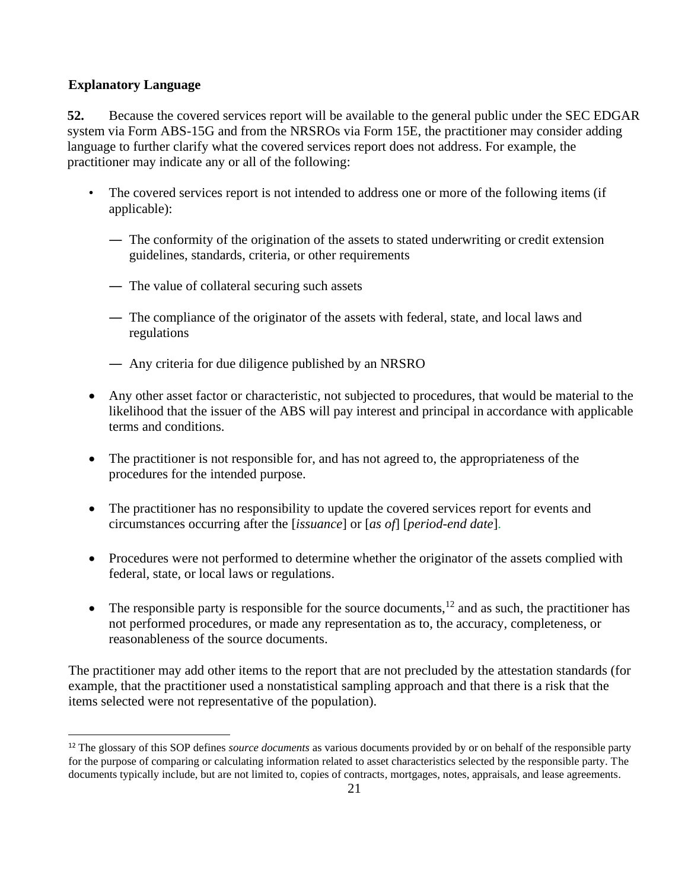### Explanatory Language

**52.** Because the covered services report will be available to the general public under the SEC EDGAR system via Form ABS-15G and from the NRSROs via Form 15E, the practitioner may consider adding language to further clarify what the covered services report does not address. For example, the practitioner may indicate any or all of the following:

- The covered services report is not intended to address one or more of the following items (if applicable):
  - — The conformity of the origination of the assets to stated underwriting or credit extension guidelines, standards, criteria, or other requirements
  - — The value of collateral securing such assets
  - — The compliance of the originator of the assets with federal, state, and local laws and regulations
  - — Any criteria for due diligence published by an NRSRO
- Any other asset factor or characteristic, not subjected to procedures, that would be material to the likelihood that the issuer of the ABS will pay interest and principal in accordance with applicable terms and conditions.
- The practitioner is not responsible for, and has not agreed to, the appropriateness of the procedures for the intended purpose.
- The practitioner has no responsibility to update the covered services report for events and circumstances occurring after the [*issuance*] or [*as of*] [*period-end date*].
- Procedures were not performed to determine whether the originator of the assets complied with federal, state, or local laws or regulations.
- The responsible party is responsible for the source documents,[12] and as such, the practitioner has not performed procedures, or made any representation as to, the accuracy, completeness, or reasonableness of the source documents.

The practitioner may add other items to the report that are not precluded by the attestation standards (for example, that the practitioner used a nonstatistical sampling approach and that there is a risk that the items selected were not representative of the population).

[12] The glossary of this SOP defines *source documents* as various documents provided by or on behalf of the responsible party for the purpose of comparing or calculating information related to asset characteristics selected by the responsible party. The documents typically include, but are not limited to, copies of contracts, mortgages, notes, appraisals, and lease agreements.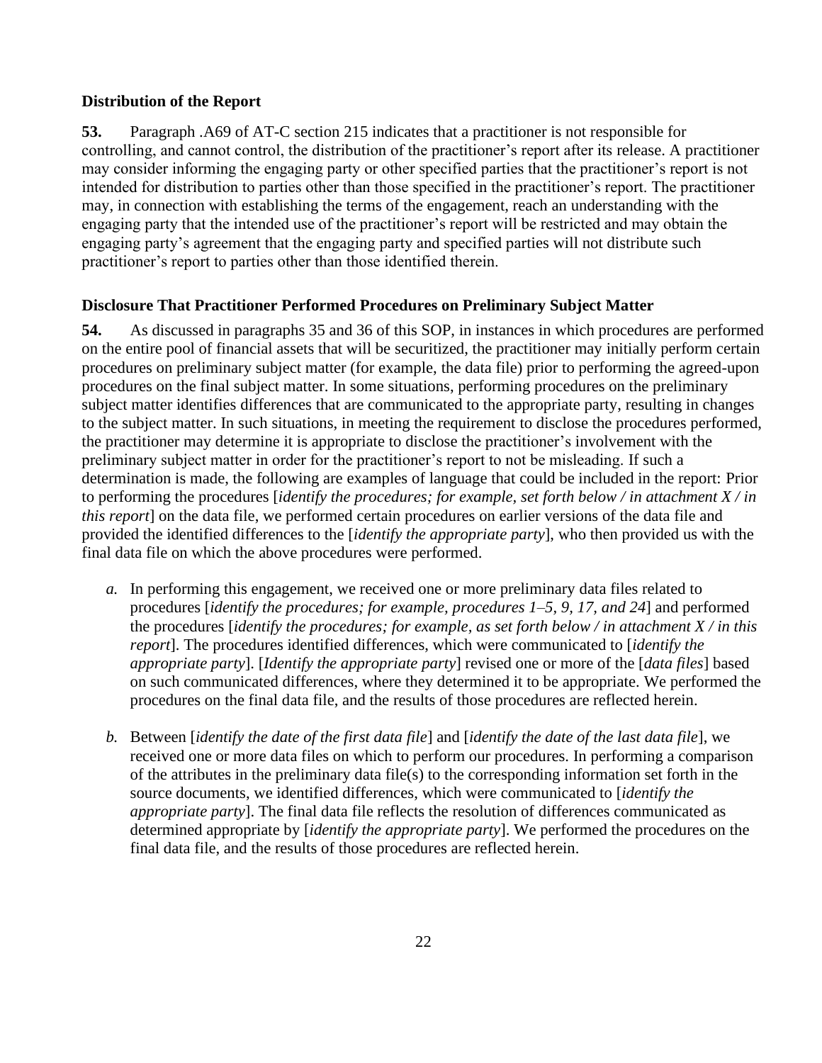### Distribution of the Report

**53.** Paragraph .A69 of AT-C section 215 indicates that a practitioner is not responsible for controlling, and cannot control, the distribution of the practitioner's report after its release. A practitioner may consider informing the engaging party or other specified parties that the practitioner's report is not intended for distribution to parties other than those specified in the practitioner's report. The practitioner may, in connection with establishing the terms of the engagement, reach an understanding with the engaging party that the intended use of the practitioner's report will be restricted and may obtain the engaging party's agreement that the engaging party and specified parties will not distribute such practitioner's report to parties other than those identified therein.

### Disclosure That Practitioner Performed Procedures on Preliminary Subject Matter

**54.** As discussed in paragraphs 35 and 36 of this SOP, in instances in which procedures are performed on the entire pool of financial assets that will be securitized, the practitioner may initially perform certain procedures on preliminary subject matter (for example, the data file) prior to performing the agreed-upon procedures on the final subject matter. In some situations, performing procedures on the preliminary subject matter identifies differences that are communicated to the appropriate party, resulting in changes to the subject matter. In such situations, in meeting the requirement to disclose the procedures performed, the practitioner may determine it is appropriate to disclose the practitioner's involvement with the preliminary subject matter in order for the practitioner's report to not be misleading. If such a determination is made, the following are examples of language that could be included in the report: Prior to performing the procedures [*identify the procedures; for example, set forth below / in attachment X / in this report*] on the data file, we performed certain procedures on earlier versions of the data file and provided the identified differences to the [*identify the appropriate party*], who then provided us with the final data file on which the above procedures were performed.

*a.* In performing this engagement, we received one or more preliminary data files related to procedures [*identify the procedures; for example, procedures 1–5, 9, 17, and 24*] and performed the procedures [*identify the procedures; for example, as set forth below / in attachment X / in this report*]. The procedures identified differences, which were communicated to [*identify the appropriate party*]. [*Identify the appropriate party*] revised one or more of the [*data files*] based on such communicated differences, where they determined it to be appropriate. We performed the procedures on the final data file, and the results of those procedures are reflected herein.

*b.* Between [*identify the date of the first data file*] and [*identify the date of the last data file*], we received one or more data files on which to perform our procedures. In performing a comparison of the attributes in the preliminary data file(s) to the corresponding information set forth in the source documents, we identified differences, which were communicated to [*identify the appropriate party*]. The final data file reflects the resolution of differences communicated as determined appropriate by [*identify the appropriate party*]. We performed the procedures on the final data file, and the results of those procedures are reflected herein.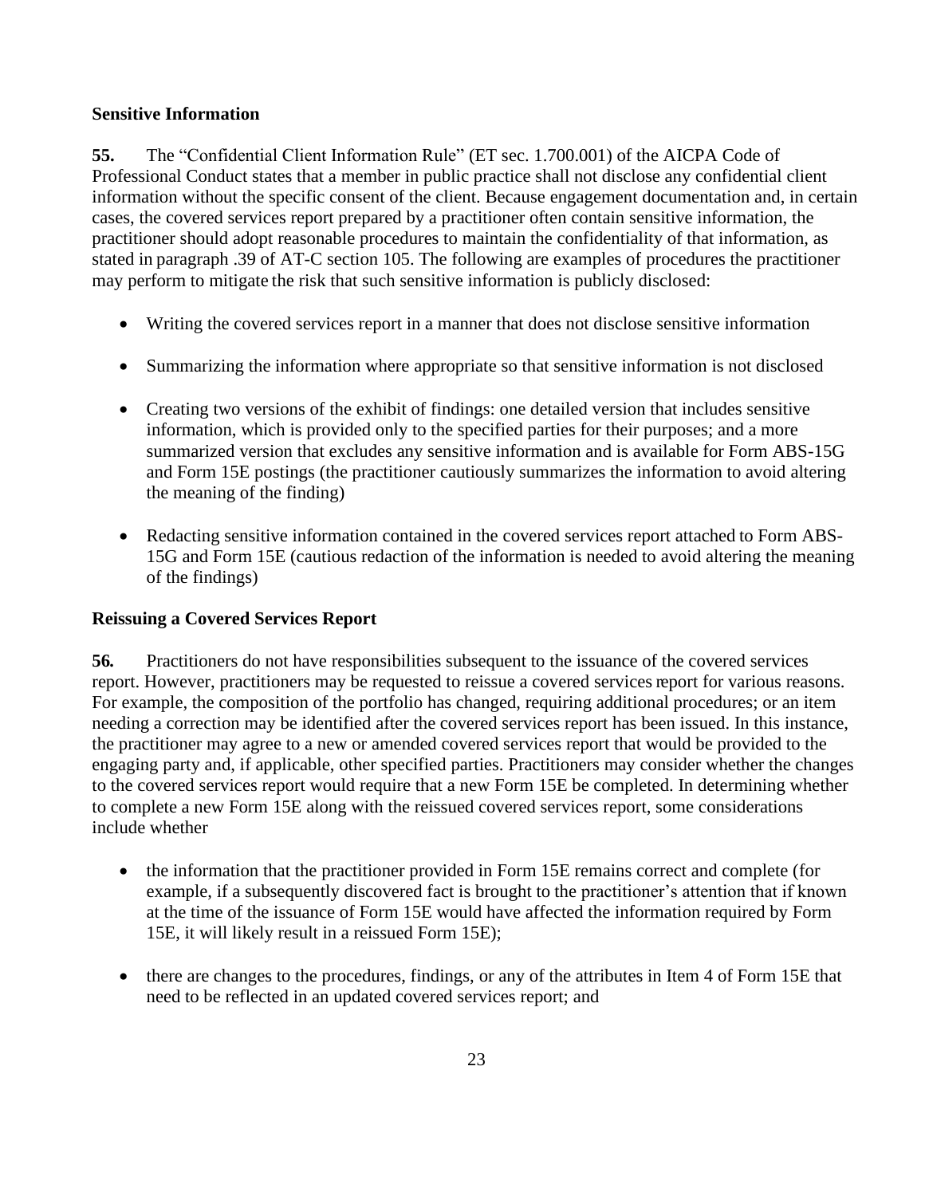### Sensitive Information

**55.** The "Confidential Client Information Rule" (ET sec. 1.700.001) of the AICPA Code of Professional Conduct states that a member in public practice shall not disclose any confidential client information without the specific consent of the client. Because engagement documentation and, in certain cases, the covered services report prepared by a practitioner often contain sensitive information, the practitioner should adopt reasonable procedures to maintain the confidentiality of that information, as stated in paragraph .39 of AT-C section 105. The following are examples of procedures the practitioner may perform to mitigate the risk that such sensitive information is publicly disclosed:

- Writing the covered services report in a manner that does not disclose sensitive information
- Summarizing the information where appropriate so that sensitive information is not disclosed
- Creating two versions of the exhibit of findings: one detailed version that includes sensitive information, which is provided only to the specified parties for their purposes; and a more summarized version that excludes any sensitive information and is available for Form ABS-15G and Form 15E postings (the practitioner cautiously summarizes the information to avoid altering the meaning of the finding)
- Redacting sensitive information contained in the covered services report attached to Form ABS-15G and Form 15E (cautious redaction of the information is needed to avoid altering the meaning of the findings)

### Reissuing a Covered Services Report

**56.** Practitioners do not have responsibilities subsequent to the issuance of the covered services report. However, practitioners may be requested to reissue a covered services report for various reasons. For example, the composition of the portfolio has changed, requiring additional procedures; or an item needing a correction may be identified after the covered services report has been issued. In this instance, the practitioner may agree to a new or amended covered services report that would be provided to the engaging party and, if applicable, other specified parties. Practitioners may consider whether the changes to the covered services report would require that a new Form 15E be completed. In determining whether to complete a new Form 15E along with the reissued covered services report, some considerations include whether

- the information that the practitioner provided in Form 15E remains correct and complete (for example, if a subsequently discovered fact is brought to the practitioner's attention that if known at the time of the issuance of Form 15E would have affected the information required by Form 15E, it will likely result in a reissued Form 15E);
- there are changes to the procedures, findings, or any of the attributes in Item 4 of Form 15E that need to be reflected in an updated covered services report; and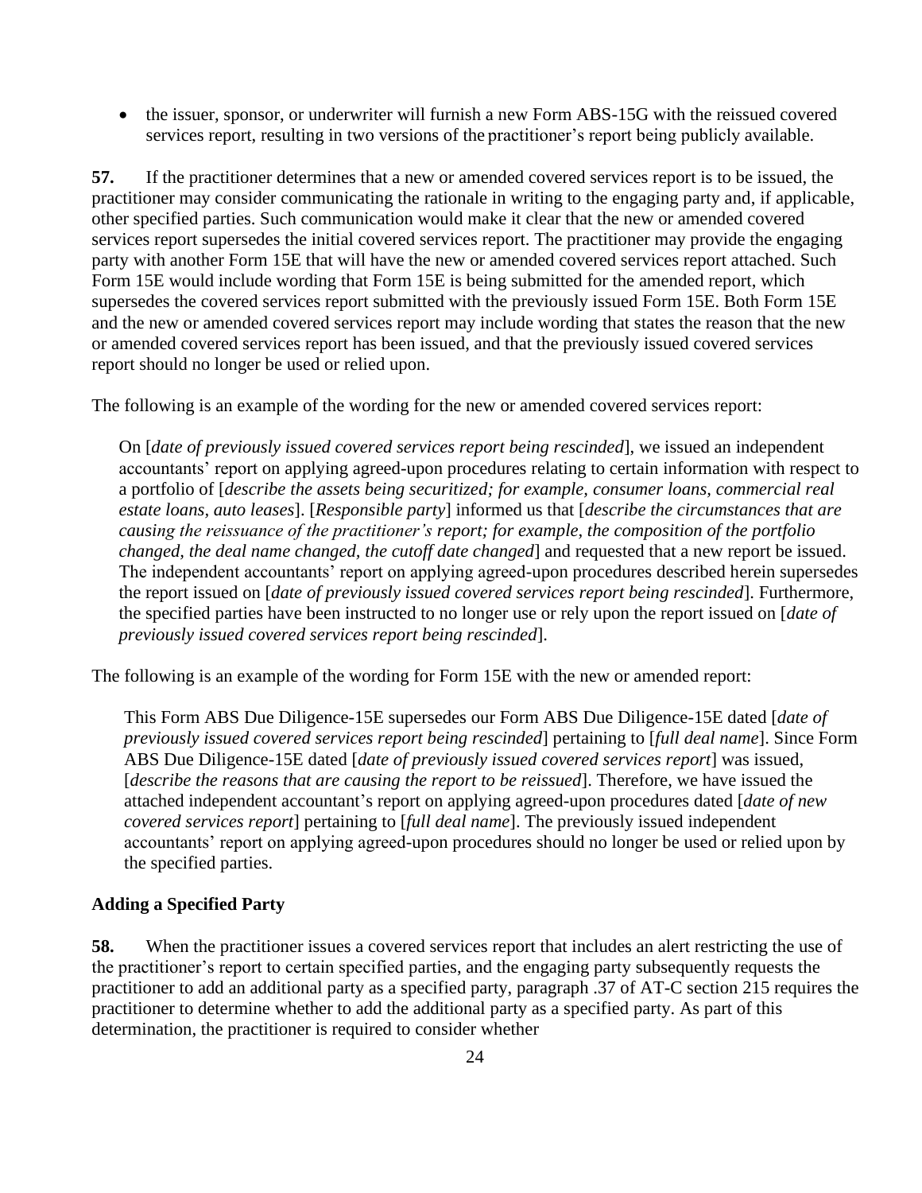- the issuer, sponsor, or underwriter will furnish a new Form ABS-15G with the reissued covered services report, resulting in two versions of the practitioner's report being publicly available.

**57.** If the practitioner determines that a new or amended covered services report is to be issued, the practitioner may consider communicating the rationale in writing to the engaging party and, if applicable, other specified parties. Such communication would make it clear that the new or amended covered services report supersedes the initial covered services report. The practitioner may provide the engaging party with another Form 15E that will have the new or amended covered services report attached. Such Form 15E would include wording that Form 15E is being submitted for the amended report, which supersedes the covered services report submitted with the previously issued Form 15E. Both Form 15E and the new or amended covered services report may include wording that states the reason that the new or amended covered services report has been issued, and that the previously issued covered services report should no longer be used or relied upon.

The following is an example of the wording for the new or amended covered services report:

> On [*date of previously issued covered services report being rescinded*], we issued an independent accountants' report on applying agreed-upon procedures relating to certain information with respect to a portfolio of [*describe the assets being securitized; for example, consumer loans, commercial real estate loans, auto leases*]. [*Responsible party*] informed us that [*describe the circumstances that are causing the reissuance of the practitioner's report; for example, the composition of the portfolio changed, the deal name changed, the cutoff date changed*] and requested that a new report be issued. The independent accountants' report on applying agreed-upon procedures described herein supersedes the report issued on [*date of previously issued covered services report being rescinded*]. Furthermore, the specified parties have been instructed to no longer use or rely upon the report issued on [*date of previously issued covered services report being rescinded*].

The following is an example of the wording for Form 15E with the new or amended report:

> This Form ABS Due Diligence-15E supersedes our Form ABS Due Diligence-15E dated [*date of previously issued covered services report being rescinded*] pertaining to [*full deal name*]. Since Form ABS Due Diligence-15E dated [*date of previously issued covered services report*] was issued, [*describe the reasons that are causing the report to be reissued*]. Therefore, we have issued the attached independent accountant's report on applying agreed-upon procedures dated [*date of new covered services report*] pertaining to [*full deal name*]. The previously issued independent accountants' report on applying agreed-upon procedures should no longer be used or relied upon by the specified parties.

### Adding a Specified Party

**58.** When the practitioner issues a covered services report that includes an alert restricting the use of the practitioner's report to certain specified parties, and the engaging party subsequently requests the practitioner to add an additional party as a specified party, paragraph .37 of AT-C section 215 requires the practitioner to determine whether to add the additional party as a specified party. As part of this determination, the practitioner is required to consider whether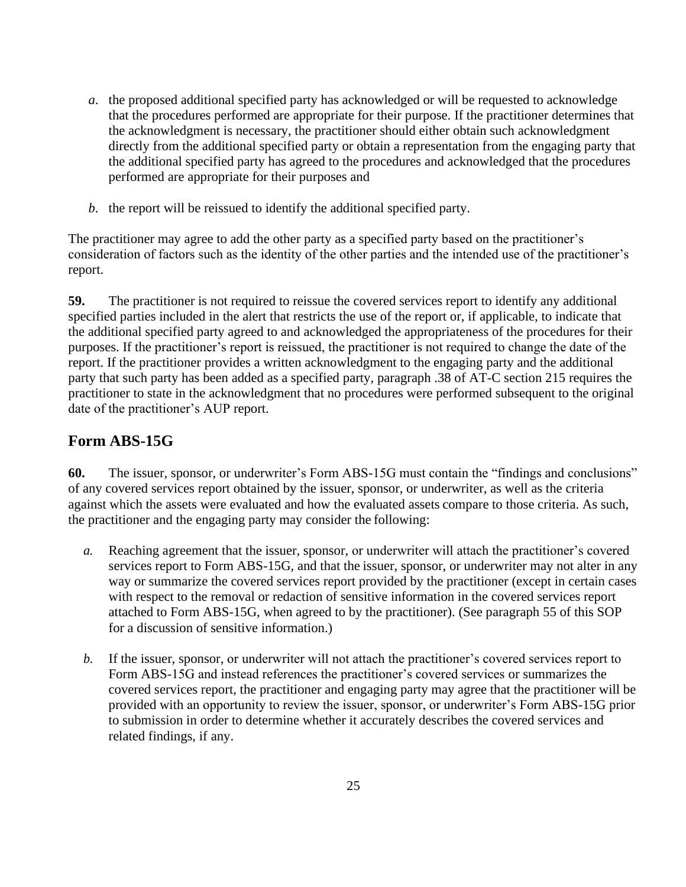*a*. the proposed additional specified party has acknowledged or will be requested to acknowledge that the procedures performed are appropriate for their purpose. If the practitioner determines that the acknowledgment is necessary, the practitioner should either obtain such acknowledgment directly from the additional specified party or obtain a representation from the engaging party that the additional specified party has agreed to the procedures and acknowledged that the procedures performed are appropriate for their purposes and

*b*. the report will be reissued to identify the additional specified party.

The practitioner may agree to add the other party as a specified party based on the practitioner's consideration of factors such as the identity of the other parties and the intended use of the practitioner's report.

**59.** The practitioner is not required to reissue the covered services report to identify any additional specified parties included in the alert that restricts the use of the report or, if applicable, to indicate that the additional specified party agreed to and acknowledged the appropriateness of the procedures for their purposes. If the practitioner's report is reissued, the practitioner is not required to change the date of the report. If the practitioner provides a written acknowledgment to the engaging party and the additional party that such party has been added as a specified party, paragraph .38 of AT-C section 215 requires the practitioner to state in the acknowledgment that no procedures were performed subsequent to the original date of the practitioner's AUP report.

## Form ABS-15G

**60.** The issuer, sponsor, or underwriter's Form ABS-15G must contain the "findings and conclusions" of any covered services report obtained by the issuer, sponsor, or underwriter, as well as the criteria against which the assets were evaluated and how the evaluated assets compare to those criteria. As such, the practitioner and the engaging party may consider the following:

*a.* Reaching agreement that the issuer, sponsor, or underwriter will attach the practitioner's covered services report to Form ABS-15G, and that the issuer, sponsor, or underwriter may not alter in any way or summarize the covered services report provided by the practitioner (except in certain cases with respect to the removal or redaction of sensitive information in the covered services report attached to Form ABS-15G, when agreed to by the practitioner). (See paragraph 55 of this SOP for a discussion of sensitive information.)

*b.* If the issuer, sponsor, or underwriter will not attach the practitioner's covered services report to Form ABS-15G and instead references the practitioner's covered services or summarizes the covered services report, the practitioner and engaging party may agree that the practitioner will be provided with an opportunity to review the issuer, sponsor, or underwriter's Form ABS-15G prior to submission in order to determine whether it accurately describes the covered services and related findings, if any.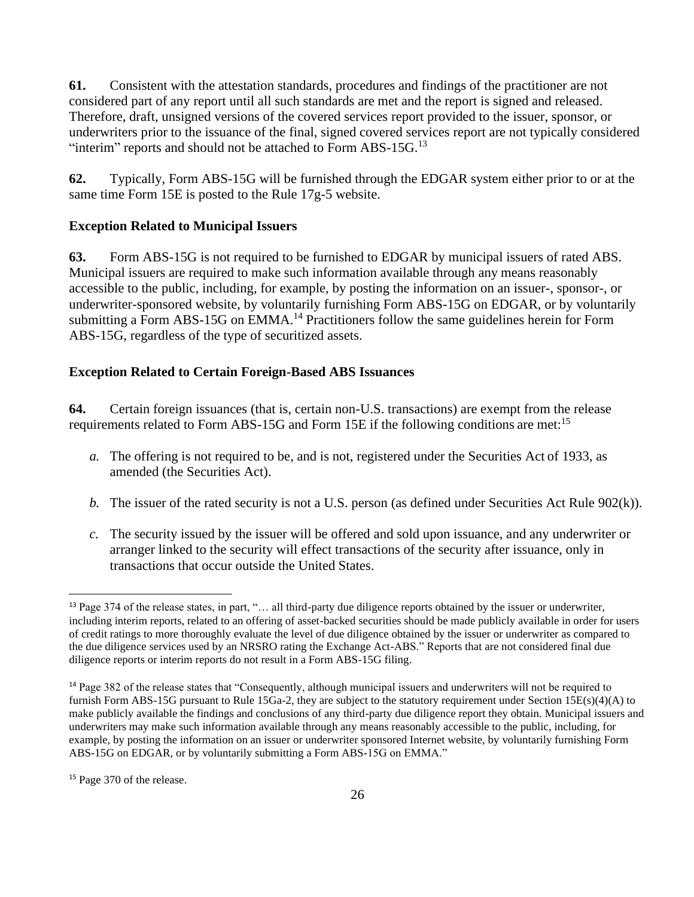**61.** Consistent with the attestation standards, procedures and findings of the practitioner are not considered part of any report until all such standards are met and the report is signed and released. Therefore, draft, unsigned versions of the covered services report provided to the issuer, sponsor, or underwriters prior to the issuance of the final, signed covered services report are not typically considered "interim" reports and should not be attached to Form ABS-15G.[13]

**62.** Typically, Form ABS-15G will be furnished through the EDGAR system either prior to or at the same time Form 15E is posted to the Rule 17g-5 website.

### Exception Related to Municipal Issuers

**63.** Form ABS-15G is not required to be furnished to EDGAR by municipal issuers of rated ABS. Municipal issuers are required to make such information available through any means reasonably accessible to the public, including, for example, by posting the information on an issuer-, sponsor-, or underwriter-sponsored website, by voluntarily furnishing Form ABS-15G on EDGAR, or by voluntarily submitting a Form ABS-15G on EMMA.[14] Practitioners follow the same guidelines herein for Form ABS-15G, regardless of the type of securitized assets.

### Exception Related to Certain Foreign-Based ABS Issuances

**64.** Certain foreign issuances (that is, certain non-U.S. transactions) are exempt from the release requirements related to Form ABS-15G and Form 15E if the following conditions are met:[15]

*a.* The offering is not required to be, and is not, registered under the Securities Act of 1933, as amended (the Securities Act).

*b.* The issuer of the rated security is not a U.S. person (as defined under Securities Act Rule 902(k)).

*c.* The security issued by the issuer will be offered and sold upon issuance, and any underwriter or arranger linked to the security will effect transactions of the security after issuance, only in transactions that occur outside the United States.

---

[13] Page 374 of the release states, in part, "… all third-party due diligence reports obtained by the issuer or underwriter, including interim reports, related to an offering of asset-backed securities should be made publicly available in order for users of credit ratings to more thoroughly evaluate the level of due diligence obtained by the issuer or underwriter as compared to the due diligence services used by an NRSRO rating the Exchange Act-ABS." Reports that are not considered final due diligence reports or interim reports do not result in a Form ABS-15G filing.

[14] Page 382 of the release states that "Consequently, although municipal issuers and underwriters will not be required to furnish Form ABS-15G pursuant to Rule 15Ga-2, they are subject to the statutory requirement under Section 15E(s)(4)(A) to make publicly available the findings and conclusions of any third-party due diligence report they obtain. Municipal issuers and underwriters may make such information available through any means reasonably accessible to the public, including, for example, by posting the information on an issuer or underwriter sponsored Internet website, by voluntarily furnishing Form ABS-15G on EDGAR, or by voluntarily submitting a Form ABS-15G on EMMA."

[15] Page 370 of the release.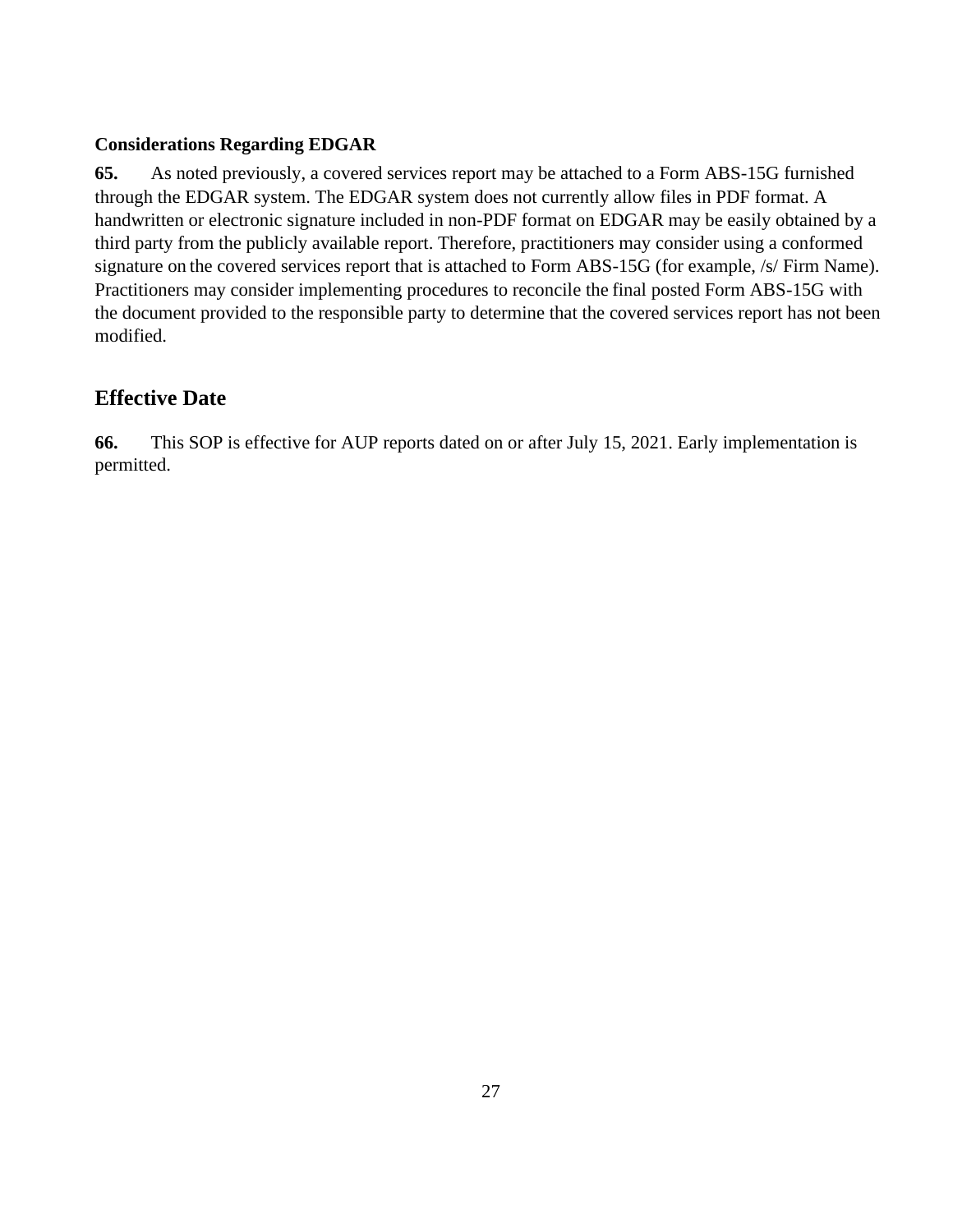### Considerations Regarding EDGAR

**65.** As noted previously, a covered services report may be attached to a Form ABS-15G furnished through the EDGAR system. The EDGAR system does not currently allow files in PDF format. A handwritten or electronic signature included in non-PDF format on EDGAR may be easily obtained by a third party from the publicly available report. Therefore, practitioners may consider using a conformed signature on the covered services report that is attached to Form ABS-15G (for example, /s/ Firm Name). Practitioners may consider implementing procedures to reconcile the final posted Form ABS-15G with the document provided to the responsible party to determine that the covered services report has not been modified.

## Effective Date

**66.** This SOP is effective for AUP reports dated on or after July 15, 2021. Early implementation is permitted.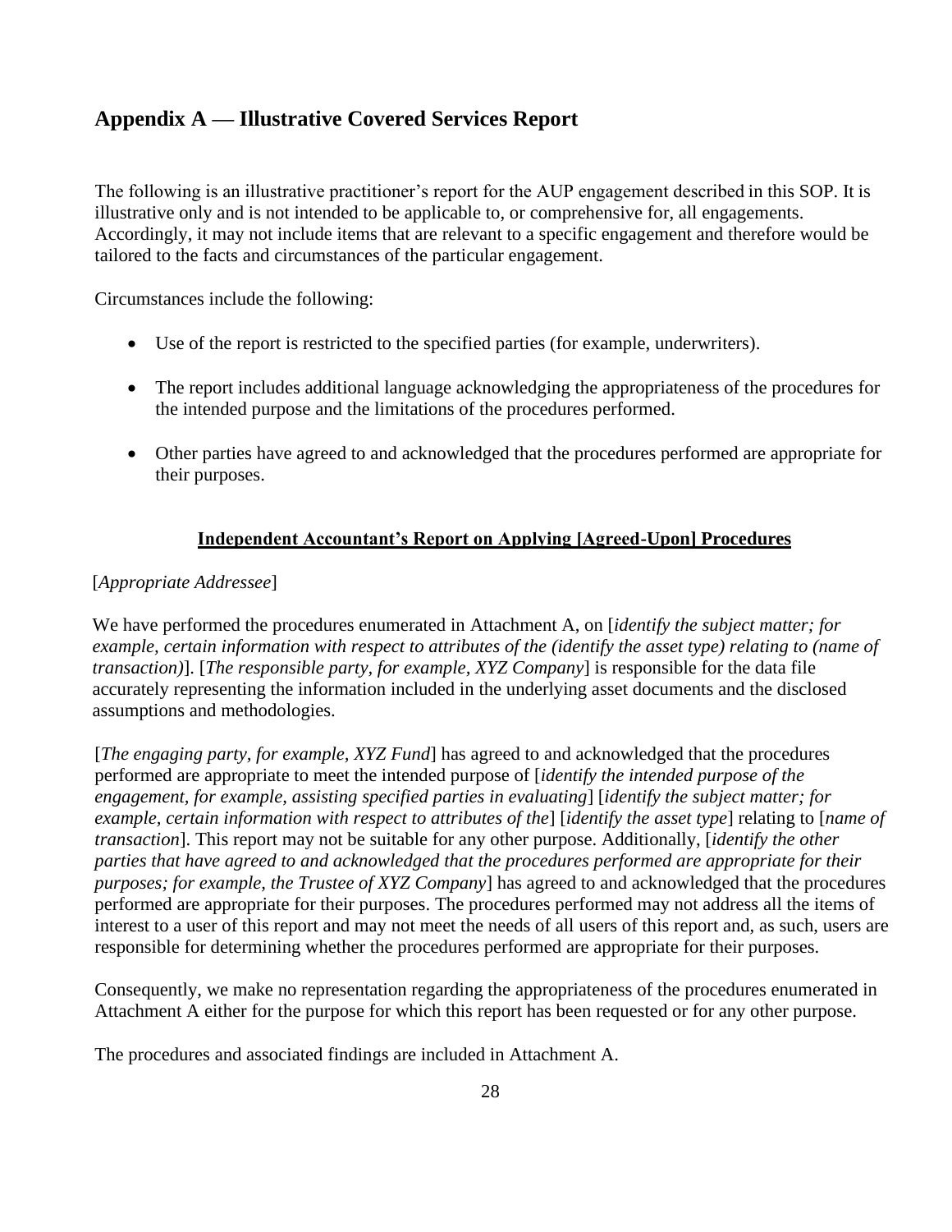## Appendix A — Illustrative Covered Services Report

The following is an illustrative practitioner's report for the AUP engagement described in this SOP. It is illustrative only and is not intended to be applicable to, or comprehensive for, all engagements. Accordingly, it may not include items that are relevant to a specific engagement and therefore would be tailored to the facts and circumstances of the particular engagement.

Circumstances include the following:

- Use of the report is restricted to the specified parties (for example, underwriters).
- The report includes additional language acknowledging the appropriateness of the procedures for the intended purpose and the limitations of the procedures performed.
- Other parties have agreed to and acknowledged that the procedures performed are appropriate for their purposes.

**Independent Accountant's Report on Applying [Agreed-Upon] Procedures**

[*Appropriate Addressee*]

We have performed the procedures enumerated in Attachment A, on [*identify the subject matter; for example, certain information with respect to attributes of the (identify the asset type) relating to (name of transaction)*]. [*The responsible party, for example, XYZ Company*] is responsible for the data file accurately representing the information included in the underlying asset documents and the disclosed assumptions and methodologies.

[*The engaging party, for example, XYZ Fund*] has agreed to and acknowledged that the procedures performed are appropriate to meet the intended purpose of [*identify the intended purpose of the engagement, for example, assisting specified parties in evaluating*] [*identify the subject matter; for example, certain information with respect to attributes of the*] [*identify the asset type*] relating to [*name of transaction*]. This report may not be suitable for any other purpose. Additionally, [*identify the other parties that have agreed to and acknowledged that the procedures performed are appropriate for their purposes; for example, the Trustee of XYZ Company*] has agreed to and acknowledged that the procedures performed are appropriate for their purposes. The procedures performed may not address all the items of interest to a user of this report and may not meet the needs of all users of this report and, as such, users are responsible for determining whether the procedures performed are appropriate for their purposes.

Consequently, we make no representation regarding the appropriateness of the procedures enumerated in Attachment A either for the purpose for which this report has been requested or for any other purpose.

The procedures and associated findings are included in Attachment A.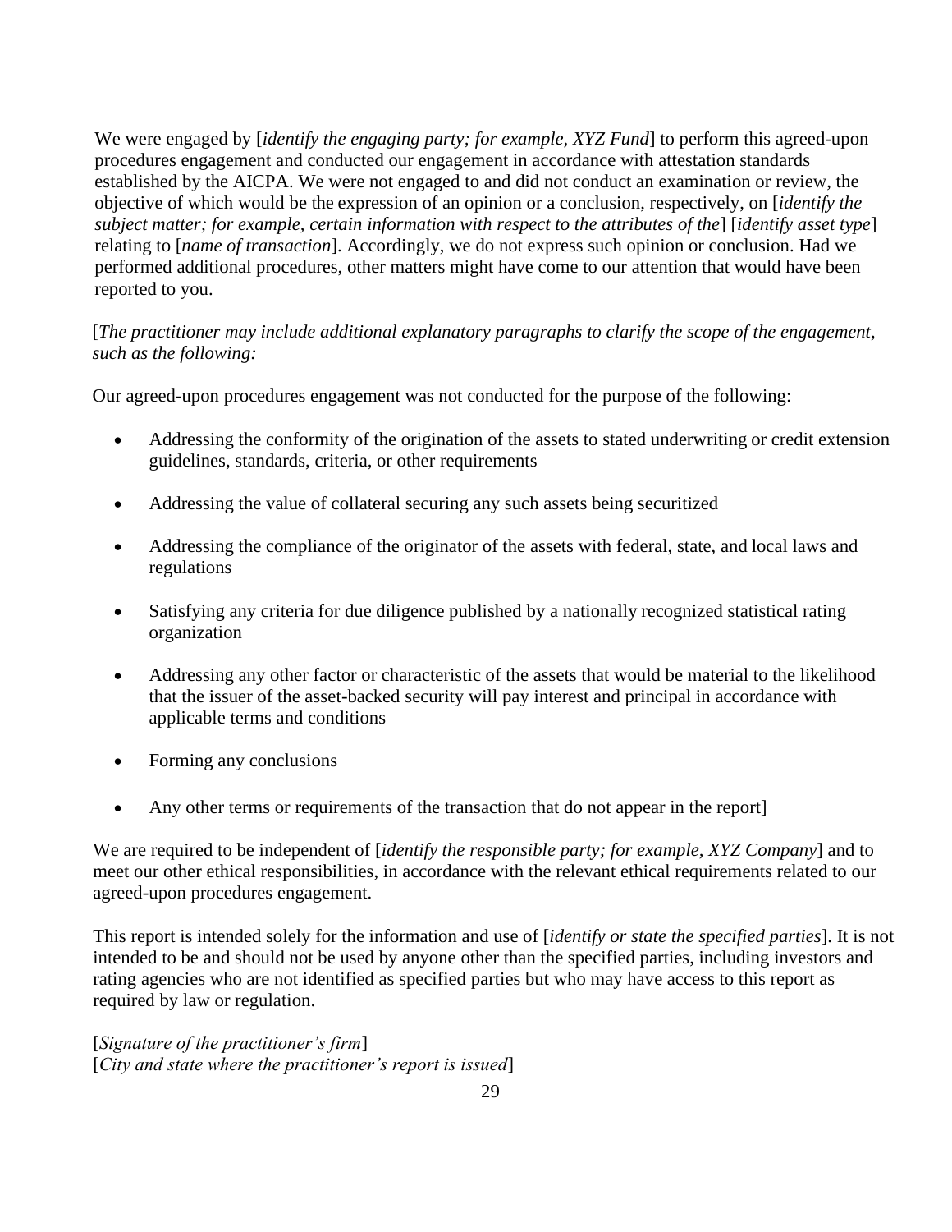We were engaged by [*identify the engaging party; for example, XYZ Fund*] to perform this agreed-upon procedures engagement and conducted our engagement in accordance with attestation standards established by the AICPA. We were not engaged to and did not conduct an examination or review, the objective of which would be the expression of an opinion or a conclusion, respectively, on [*identify the subject matter; for example, certain information with respect to the attributes of the*] [*identify asset type*] relating to [*name of transaction*]. Accordingly, we do not express such opinion or conclusion. Had we performed additional procedures, other matters might have come to our attention that would have been reported to you.

[*The practitioner may include additional explanatory paragraphs to clarify the scope of the engagement, such as the following:*

Our agreed-upon procedures engagement was not conducted for the purpose of the following:

- Addressing the conformity of the origination of the assets to stated underwriting or credit extension guidelines, standards, criteria, or other requirements
- Addressing the value of collateral securing any such assets being securitized
- Addressing the compliance of the originator of the assets with federal, state, and local laws and regulations
- Satisfying any criteria for due diligence published by a nationally recognized statistical rating organization
- Addressing any other factor or characteristic of the assets that would be material to the likelihood that the issuer of the asset-backed security will pay interest and principal in accordance with applicable terms and conditions
- Forming any conclusions
- Any other terms or requirements of the transaction that do not appear in the report]

We are required to be independent of [*identify the responsible party; for example, XYZ Company*] and to meet our other ethical responsibilities, in accordance with the relevant ethical requirements related to our agreed-upon procedures engagement.

This report is intended solely for the information and use of [*identify or state the specified parties*]. It is not intended to be and should not be used by anyone other than the specified parties, including investors and rating agencies who are not identified as specified parties but who may have access to this report as required by law or regulation.

[*Signature of the practitioner's firm*]
[*City and state where the practitioner's report is issued*]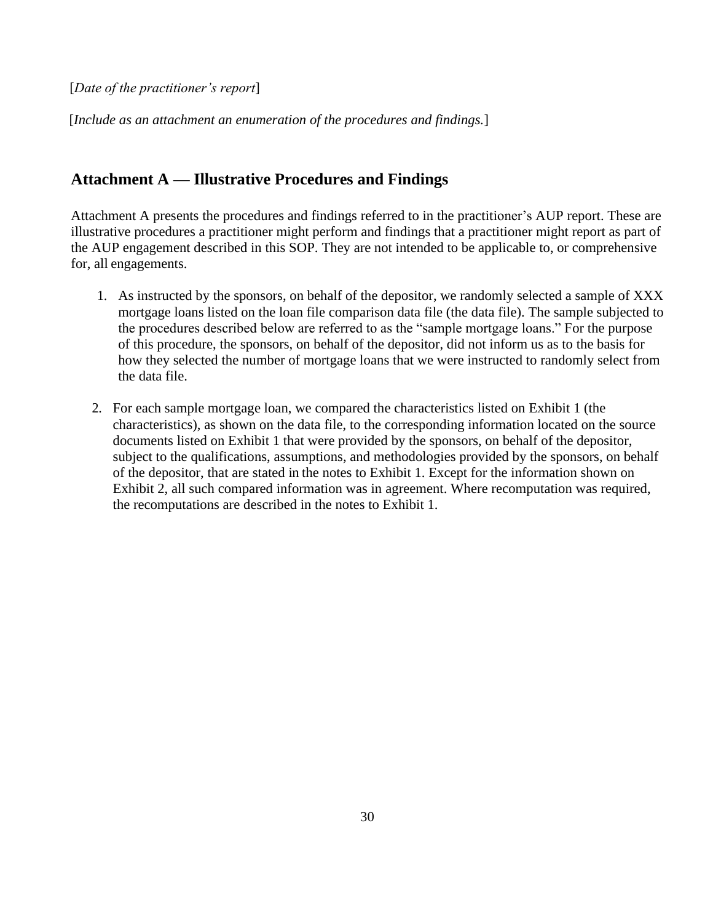[*Date of the practitioner's report*]

[*Include as an attachment an enumeration of the procedures and findings.*]

## Attachment A — Illustrative Procedures and Findings

Attachment A presents the procedures and findings referred to in the practitioner's AUP report. These are illustrative procedures a practitioner might perform and findings that a practitioner might report as part of the AUP engagement described in this SOP. They are not intended to be applicable to, or comprehensive for, all engagements.

1. As instructed by the sponsors, on behalf of the depositor, we randomly selected a sample of XXX mortgage loans listed on the loan file comparison data file (the data file). The sample subjected to the procedures described below are referred to as the "sample mortgage loans." For the purpose of this procedure, the sponsors, on behalf of the depositor, did not inform us as to the basis for how they selected the number of mortgage loans that we were instructed to randomly select from the data file.

2. For each sample mortgage loan, we compared the characteristics listed on Exhibit 1 (the characteristics), as shown on the data file, to the corresponding information located on the source documents listed on Exhibit 1 that were provided by the sponsors, on behalf of the depositor, subject to the qualifications, assumptions, and methodologies provided by the sponsors, on behalf of the depositor, that are stated in the notes to Exhibit 1. Except for the information shown on Exhibit 2, all such compared information was in agreement. Where recomputation was required, the recomputations are described in the notes to Exhibit 1.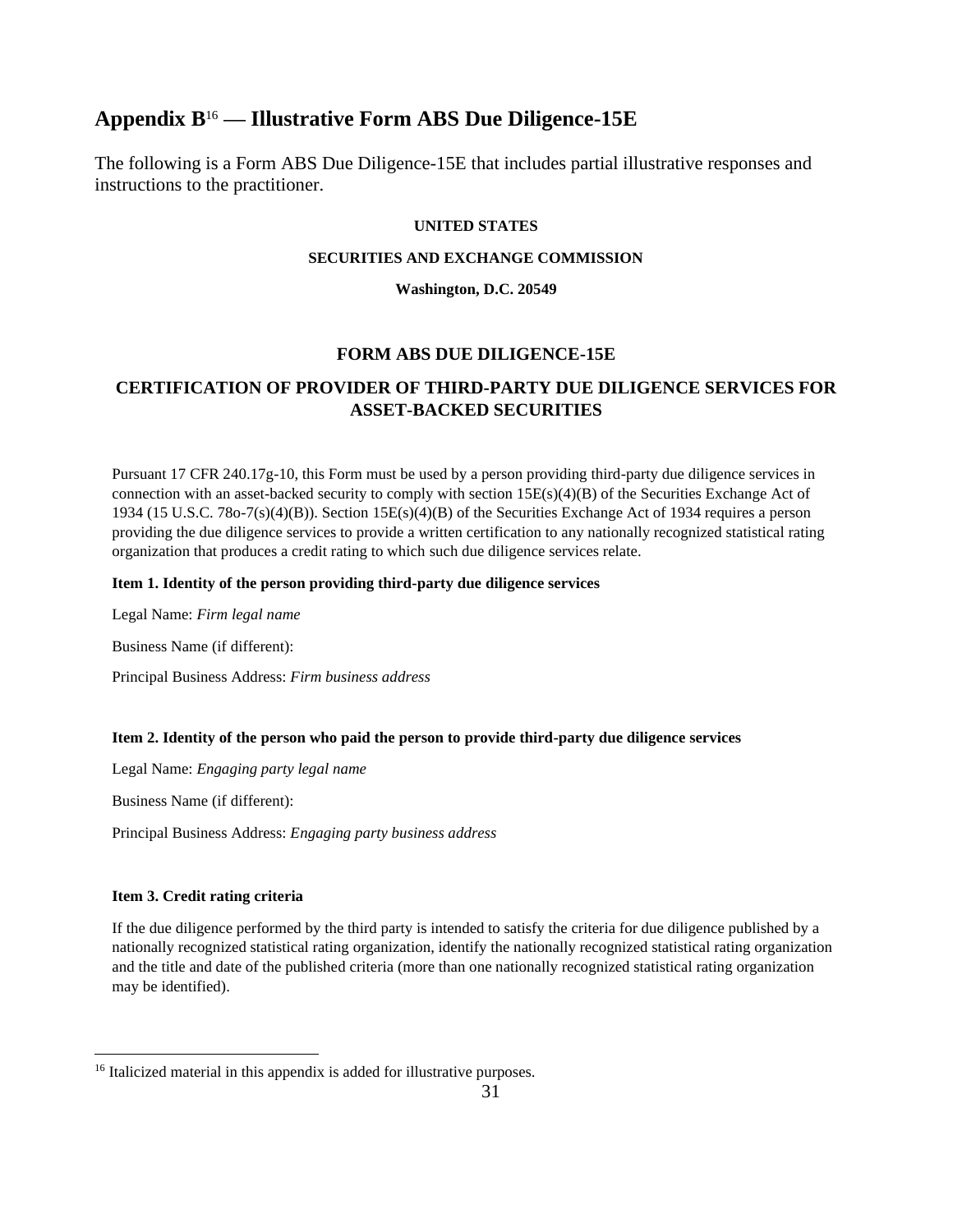## Appendix B[16] — Illustrative Form ABS Due Diligence-15E

The following is a Form ABS Due Diligence-15E that includes partial illustrative responses and instructions to the practitioner.

**UNITED STATES**

**SECURITIES AND EXCHANGE COMMISSION**

**Washington, D.C. 20549**

### FORM ABS DUE DILIGENCE-15E

### CERTIFICATION OF PROVIDER OF THIRD-PARTY DUE DILIGENCE SERVICES FOR ASSET-BACKED SECURITIES

Pursuant 17 CFR 240.17g-10, this Form must be used by a person providing third-party due diligence services in connection with an asset-backed security to comply with section 15E(s)(4)(B) of the Securities Exchange Act of 1934 (15 U.S.C. 78o-7(s)(4)(B)). Section 15E(s)(4)(B) of the Securities Exchange Act of 1934 requires a person providing the due diligence services to provide a written certification to any nationally recognized statistical rating organization that produces a credit rating to which such due diligence services relate.

**Item 1. Identity of the person providing third-party due diligence services**

Legal Name: *Firm legal name*

Business Name (if different):

Principal Business Address: *Firm business address*

**Item 2. Identity of the person who paid the person to provide third-party due diligence services**

Legal Name: *Engaging party legal name*

Business Name (if different):

Principal Business Address: *Engaging party business address*

**Item 3. Credit rating criteria**

If the due diligence performed by the third party is intended to satisfy the criteria for due diligence published by a nationally recognized statistical rating organization, identify the nationally recognized statistical rating organization and the title and date of the published criteria (more than one nationally recognized statistical rating organization may be identified).

[16] Italicized material in this appendix is added for illustrative purposes.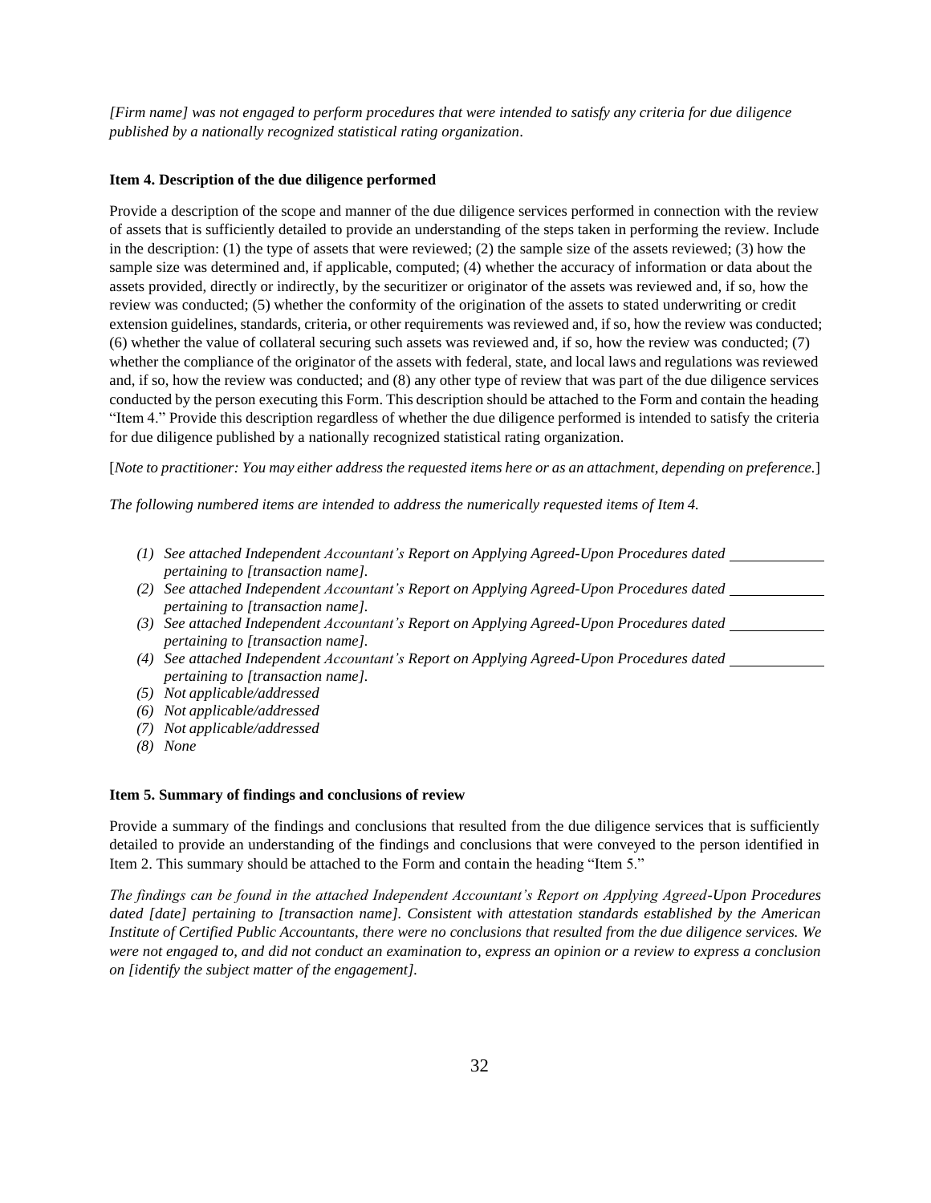*[Firm name] was not engaged to perform procedures that were intended to satisfy any criteria for due diligence published by a nationally recognized statistical rating organization.*

**Item 4. Description of the due diligence performed**

Provide a description of the scope and manner of the due diligence services performed in connection with the review of assets that is sufficiently detailed to provide an understanding of the steps taken in performing the review. Include in the description: (1) the type of assets that were reviewed; (2) the sample size of the assets reviewed; (3) how the sample size was determined and, if applicable, computed; (4) whether the accuracy of information or data about the assets provided, directly or indirectly, by the securitizer or originator of the assets was reviewed and, if so, how the review was conducted; (5) whether the conformity of the origination of the assets to stated underwriting or credit extension guidelines, standards, criteria, or other requirements was reviewed and, if so, how the review was conducted; (6) whether the value of collateral securing such assets was reviewed and, if so, how the review was conducted; (7) whether the compliance of the originator of the assets with federal, state, and local laws and regulations was reviewed and, if so, how the review was conducted; and (8) any other type of review that was part of the due diligence services conducted by the person executing this Form. This description should be attached to the Form and contain the heading "Item 4." Provide this description regardless of whether the due diligence performed is intended to satisfy the criteria for due diligence published by a nationally recognized statistical rating organization.

[*Note to practitioner: You may either address the requested items here or as an attachment, depending on preference.*]

*The following numbered items are intended to address the numerically requested items of Item 4.*

- *(1) See attached Independent Accountant's Report on Applying Agreed-Upon Procedures dated ____________ pertaining to [transaction name].*
- *(2) See attached Independent Accountant's Report on Applying Agreed-Upon Procedures dated ____________ pertaining to [transaction name].*
- *(3) See attached Independent Accountant's Report on Applying Agreed-Upon Procedures dated ____________ pertaining to [transaction name].*
- *(4) See attached Independent Accountant's Report on Applying Agreed-Upon Procedures dated ____________ pertaining to [transaction name].*
- *(5) Not applicable/addressed*
- *(6) Not applicable/addressed*
- *(7) Not applicable/addressed*
- *(8) None*

**Item 5. Summary of findings and conclusions of review**

Provide a summary of the findings and conclusions that resulted from the due diligence services that is sufficiently detailed to provide an understanding of the findings and conclusions that were conveyed to the person identified in Item 2. This summary should be attached to the Form and contain the heading "Item 5."

*The findings can be found in the attached Independent Accountant's Report on Applying Agreed-Upon Procedures dated [date] pertaining to [transaction name]. Consistent with attestation standards established by the American Institute of Certified Public Accountants, there were no conclusions that resulted from the due diligence services. We were not engaged to, and did not conduct an examination to, express an opinion or a review to express a conclusion on [identify the subject matter of the engagement].*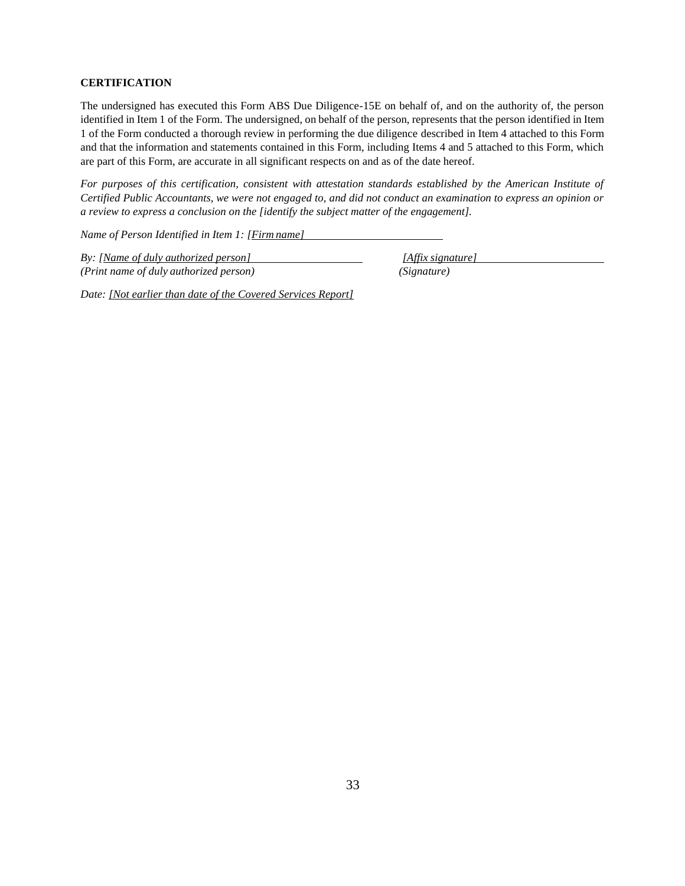**CERTIFICATION**

The undersigned has executed this Form ABS Due Diligence-15E on behalf of, and on the authority of, the person identified in Item 1 of the Form. The undersigned, on behalf of the person, represents that the person identified in Item 1 of the Form conducted a thorough review in performing the due diligence described in Item 4 attached to this Form and that the information and statements contained in this Form, including Items 4 and 5 attached to this Form, which are part of this Form, are accurate in all significant respects on and as of the date hereof.

*For purposes of this certification, consistent with attestation standards established by the American Institute of Certified Public Accountants, we were not engaged to, and did not conduct an examination to express an opinion or a review to express a conclusion on the [identify the subject matter of the engagement].*

*Name of Person Identified in Item 1: [Firm name]*

*By: [Name of duly authorized person]* *[Affix signature]*
*(Print name of duly authorized person)* *(Signature)*

*Date: [Not earlier than date of the Covered Services Report]*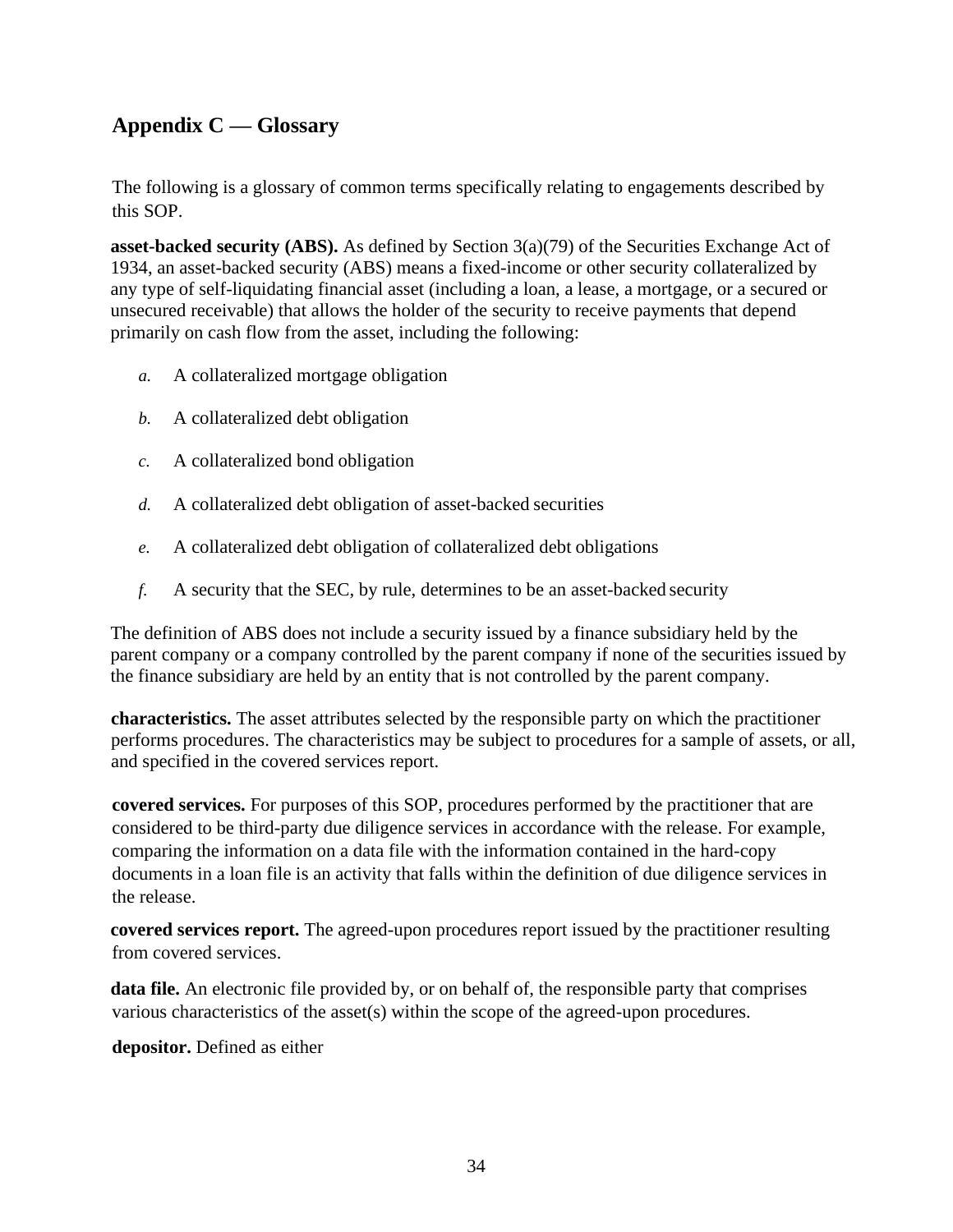## Appendix C — Glossary

The following is a glossary of common terms specifically relating to engagements described by this SOP.

**asset-backed security (ABS).** As defined by Section 3(a)(79) of the Securities Exchange Act of 1934, an asset-backed security (ABS) means a fixed-income or other security collateralized by any type of self-liquidating financial asset (including a loan, a lease, a mortgage, or a secured or unsecured receivable) that allows the holder of the security to receive payments that depend primarily on cash flow from the asset, including the following:

*a.* A collateralized mortgage obligation

*b.* A collateralized debt obligation

*c.* A collateralized bond obligation

*d.* A collateralized debt obligation of asset-backed securities

*e.* A collateralized debt obligation of collateralized debt obligations

*f.* A security that the SEC, by rule, determines to be an asset-backed security

The definition of ABS does not include a security issued by a finance subsidiary held by the parent company or a company controlled by the parent company if none of the securities issued by the finance subsidiary are held by an entity that is not controlled by the parent company.

**characteristics.** The asset attributes selected by the responsible party on which the practitioner performs procedures. The characteristics may be subject to procedures for a sample of assets, or all, and specified in the covered services report.

**covered services.** For purposes of this SOP, procedures performed by the practitioner that are considered to be third-party due diligence services in accordance with the release. For example, comparing the information on a data file with the information contained in the hard-copy documents in a loan file is an activity that falls within the definition of due diligence services in the release.

**covered services report.** The agreed-upon procedures report issued by the practitioner resulting from covered services.

**data file.** An electronic file provided by, or on behalf of, the responsible party that comprises various characteristics of the asset(s) within the scope of the agreed-upon procedures.

**depositor.** Defined as either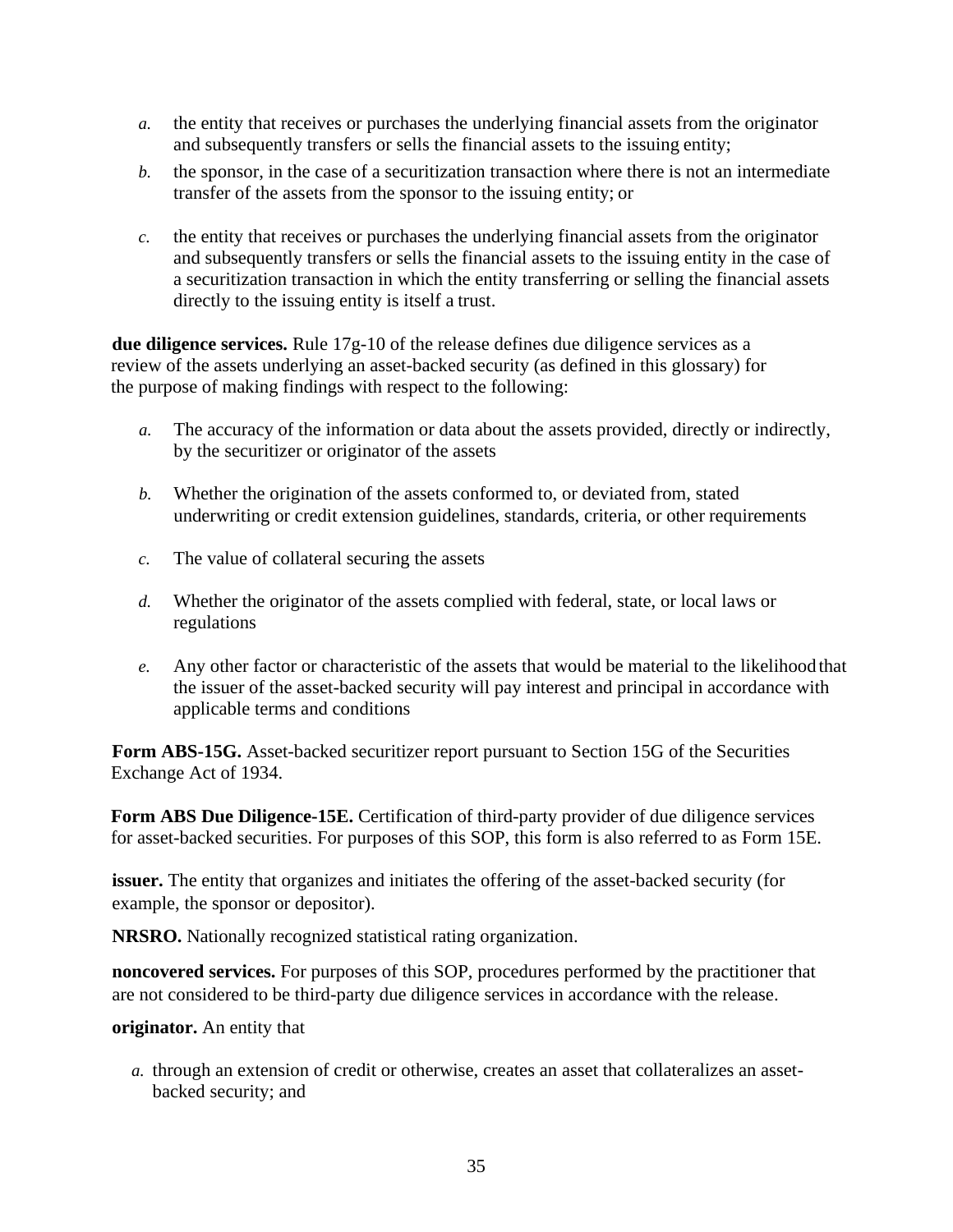*a.* the entity that receives or purchases the underlying financial assets from the originator and subsequently transfers or sells the financial assets to the issuing entity;

*b.* the sponsor, in the case of a securitization transaction where there is not an intermediate transfer of the assets from the sponsor to the issuing entity; or

*c.* the entity that receives or purchases the underlying financial assets from the originator and subsequently transfers or sells the financial assets to the issuing entity in the case of a securitization transaction in which the entity transferring or selling the financial assets directly to the issuing entity is itself a trust.

**due diligence services.** Rule 17g-10 of the release defines due diligence services as a review of the assets underlying an asset-backed security (as defined in this glossary) for the purpose of making findings with respect to the following:

*a.* The accuracy of the information or data about the assets provided, directly or indirectly, by the securitizer or originator of the assets

*b.* Whether the origination of the assets conformed to, or deviated from, stated underwriting or credit extension guidelines, standards, criteria, or other requirements

*c.* The value of collateral securing the assets

*d.* Whether the originator of the assets complied with federal, state, or local laws or regulations

*e.* Any other factor or characteristic of the assets that would be material to the likelihood that the issuer of the asset-backed security will pay interest and principal in accordance with applicable terms and conditions

**Form ABS-15G.** Asset-backed securitizer report pursuant to Section 15G of the Securities Exchange Act of 1934.

**Form ABS Due Diligence-15E.** Certification of third-party provider of due diligence services for asset-backed securities. For purposes of this SOP, this form is also referred to as Form 15E.

**issuer.** The entity that organizes and initiates the offering of the asset-backed security (for example, the sponsor or depositor).

**NRSRO.** Nationally recognized statistical rating organization.

**noncovered services.** For purposes of this SOP, procedures performed by the practitioner that are not considered to be third-party due diligence services in accordance with the release.

**originator.** An entity that

*a.* through an extension of credit or otherwise, creates an asset that collateralizes an asset-backed security; and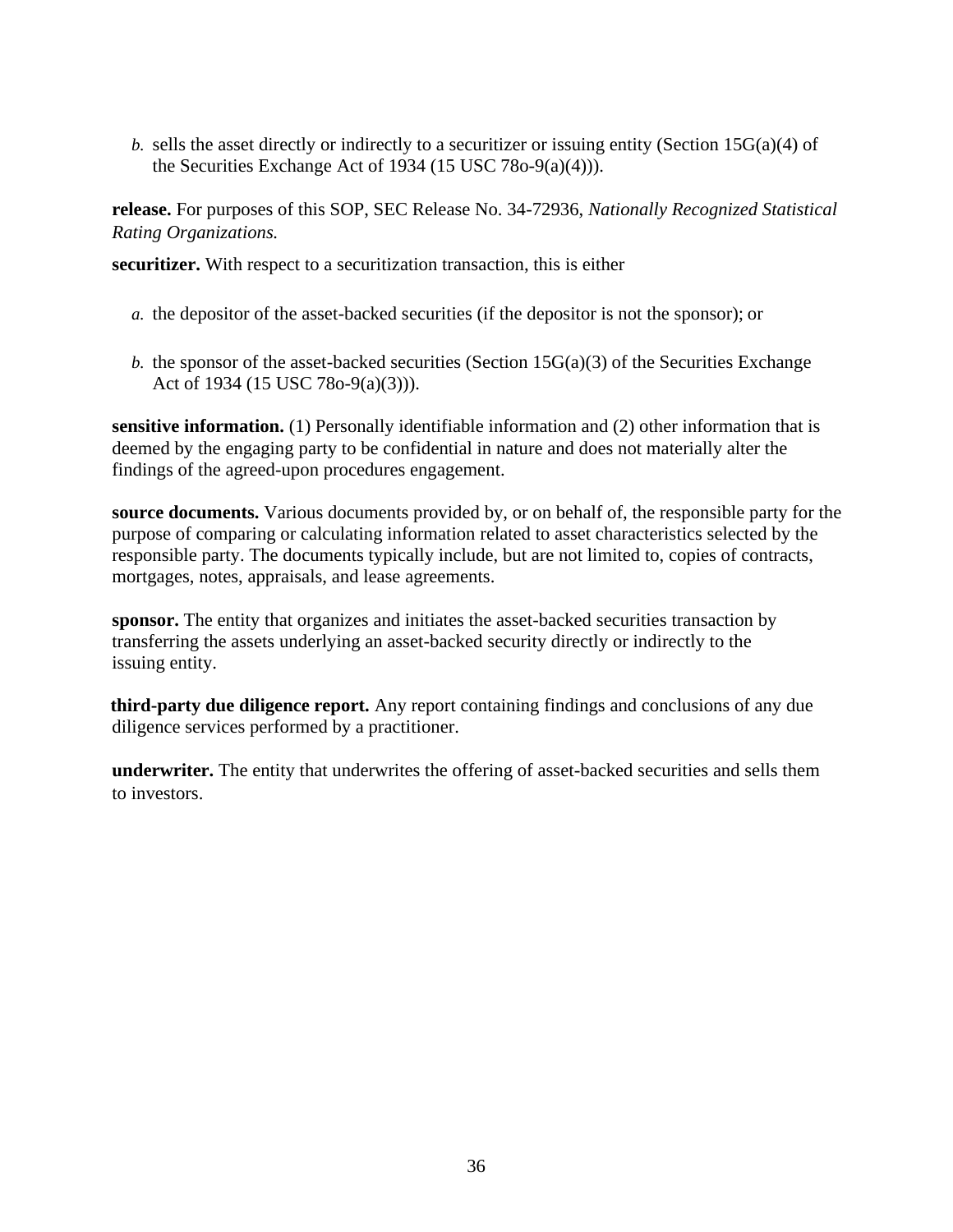*b.* sells the asset directly or indirectly to a securitizer or issuing entity (Section 15G(a)(4) of the Securities Exchange Act of 1934 (15 USC 78o-9(a)(4))).

**release.** For purposes of this SOP, SEC Release No. 34-72936, *Nationally Recognized Statistical Rating Organizations.*

**securitizer.** With respect to a securitization transaction, this is either

*a.* the depositor of the asset-backed securities (if the depositor is not the sponsor); or

*b.* the sponsor of the asset-backed securities (Section 15G(a)(3) of the Securities Exchange Act of 1934 (15 USC 78o-9(a)(3))).

**sensitive information.** (1) Personally identifiable information and (2) other information that is deemed by the engaging party to be confidential in nature and does not materially alter the findings of the agreed-upon procedures engagement.

**source documents.** Various documents provided by, or on behalf of, the responsible party for the purpose of comparing or calculating information related to asset characteristics selected by the responsible party. The documents typically include, but are not limited to, copies of contracts, mortgages, notes, appraisals, and lease agreements.

**sponsor.** The entity that organizes and initiates the asset-backed securities transaction by transferring the assets underlying an asset-backed security directly or indirectly to the issuing entity.

**third-party due diligence report.** Any report containing findings and conclusions of any due diligence services performed by a practitioner.

**underwriter.** The entity that underwrites the offering of asset-backed securities and sells them to investors.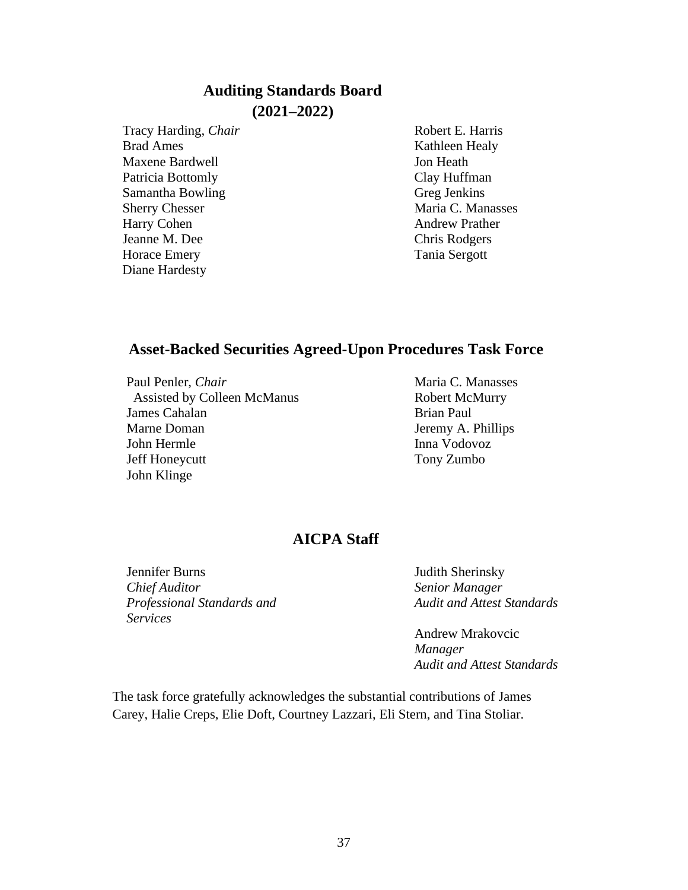## Auditing Standards Board
## (2021–2022)

Tracy Harding, *Chair*
Brad Ames
Maxene Bardwell
Patricia Bottomly
Samantha Bowling
Sherry Chesser
Harry Cohen
Jeanne M. Dee
Horace Emery
Diane Hardesty
Robert E. Harris
Kathleen Healy
Jon Heath
Clay Huffman
Greg Jenkins
Maria C. Manasses
Andrew Prather
Chris Rodgers
Tania Sergott

## Asset-Backed Securities Agreed-Upon Procedures Task Force

Paul Penler, *Chair*
  Assisted by Colleen McManus
James Cahalan
Marne Doman
John Hermle
Jeff Honeycutt
John Klinge
Maria C. Manasses
Robert McMurry
Brian Paul
Jeremy A. Phillips
Inna Vodovoz
Tony Zumbo

## AICPA Staff

Jennifer Burns
*Chief Auditor*
*Professional Standards and Services*

Judith Sherinsky
*Senior Manager*
*Audit and Attest Standards*

Andrew Mrakovcic
*Manager*
*Audit and Attest Standards*

The task force gratefully acknowledges the substantial contributions of James Carey, Halie Creps, Elie Doft, Courtney Lazzari, Eli Stern, and Tina Stoliar.